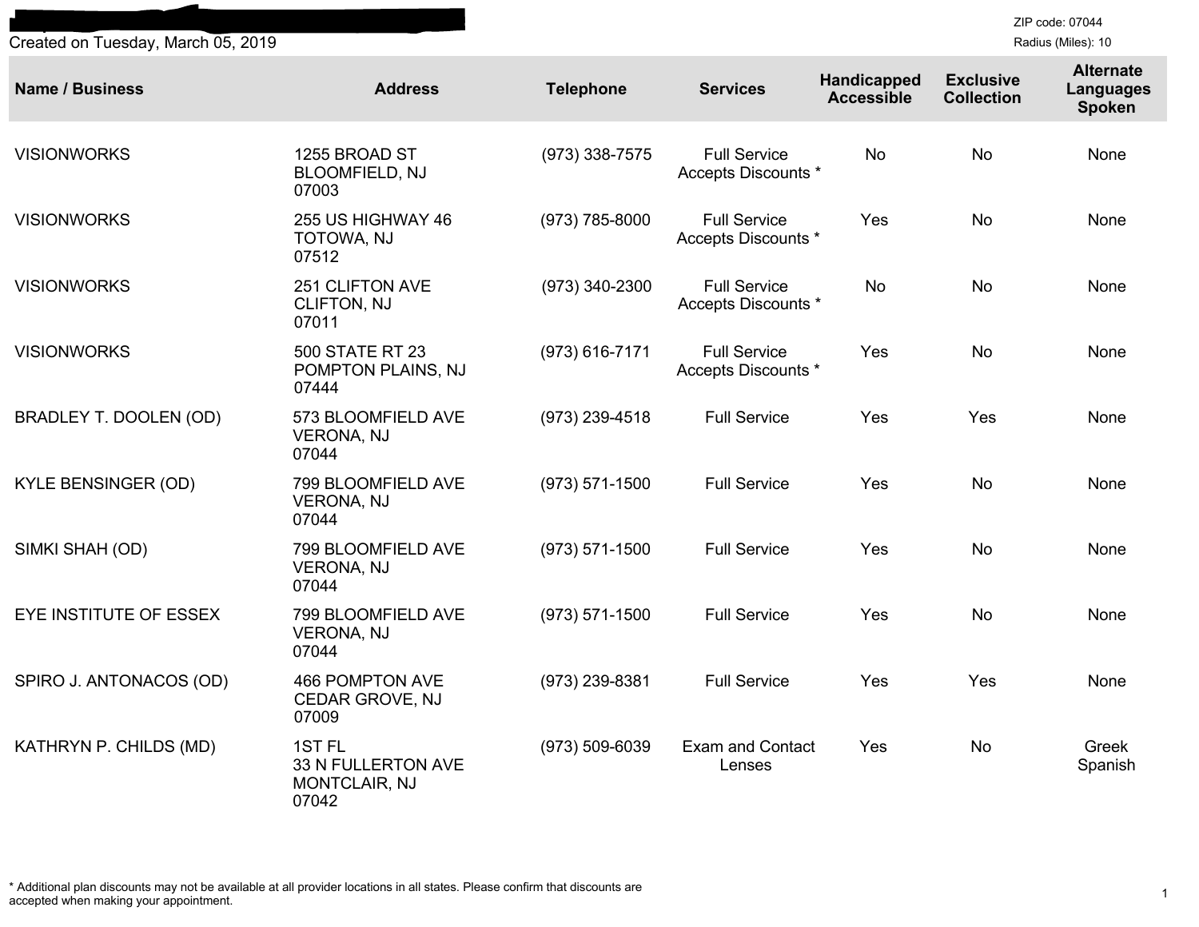Created on Tuesday, March 05, 2019

ZIP code: 07044
Radius (Miles): 10

| Name / Business | Address | Telephone | Services | Handicapped Accessible | Exclusive Collection | Alternate Languages Spoken |
|---|---|---|---|---|---|---|
| VISIONWORKS | 1255 BROAD ST BLOOMFIELD, NJ 07003 | (973) 338-7575 | Full Service Accepts Discounts * | No | No | None |
| VISIONWORKS | 255 US HIGHWAY 46 TOTOWA, NJ 07512 | (973) 785-8000 | Full Service Accepts Discounts * | Yes | No | None |
| VISIONWORKS | 251 CLIFTON AVE CLIFTON, NJ 07011 | (973) 340-2300 | Full Service Accepts Discounts * | No | No | None |
| VISIONWORKS | 500 STATE RT 23 POMPTON PLAINS, NJ 07444 | (973) 616-7171 | Full Service Accepts Discounts * | Yes | No | None |
| BRADLEY T. DOOLEN (OD) | 573 BLOOMFIELD AVE VERONA, NJ 07044 | (973) 239-4518 | Full Service | Yes | Yes | None |
| KYLE BENSINGER (OD) | 799 BLOOMFIELD AVE VERONA, NJ 07044 | (973) 571-1500 | Full Service | Yes | No | None |
| SIMKI SHAH (OD) | 799 BLOOMFIELD AVE VERONA, NJ 07044 | (973) 571-1500 | Full Service | Yes | No | None |
| EYE INSTITUTE OF ESSEX | 799 BLOOMFIELD AVE VERONA, NJ 07044 | (973) 571-1500 | Full Service | Yes | No | None |
| SPIRO J. ANTONACOS (OD) | 466 POMPTON AVE CEDAR GROVE, NJ 07009 | (973) 239-8381 | Full Service | Yes | Yes | None |
| KATHRYN P. CHILDS (MD) | 1ST FL 33 N FULLERTON AVE MONTCLAIR, NJ 07042 | (973) 509-6039 | Exam and Contact Lenses | Yes | No | Greek Spanish |

* Additional plan discounts may not be available at all provider locations in all states. Please confirm that discounts are accepted when making your appointment.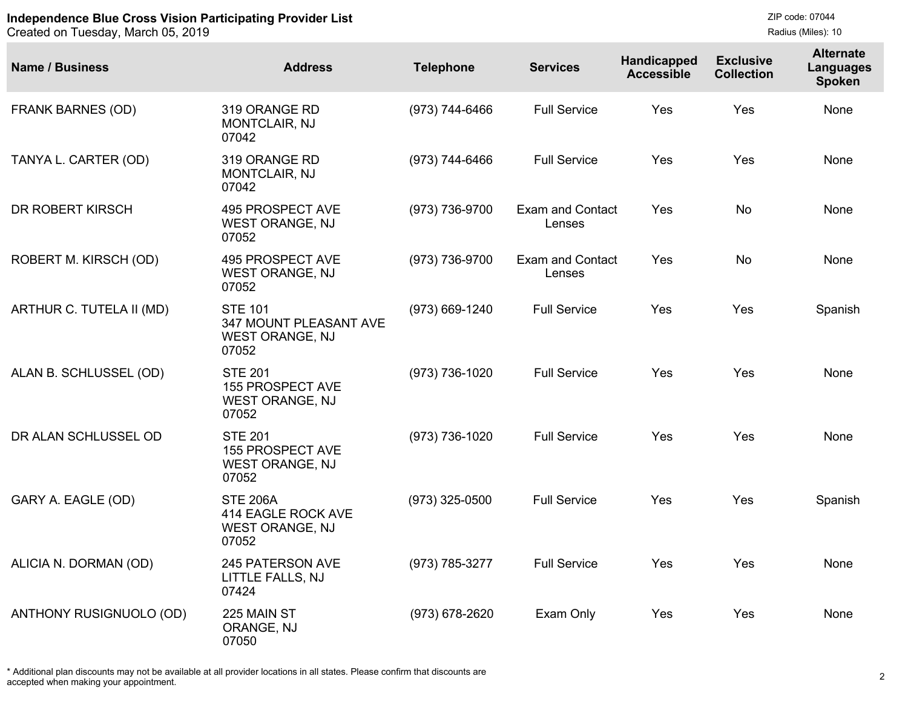**Independence Blue Cross Vision Participating Provider List**
Created on Tuesday, March 05, 2019

ZIP code: 07044
Radius (Miles): 10

| Name / Business | Address | Telephone | Services | Handicapped Accessible | Exclusive Collection | Alternate Languages Spoken |
|---|---|---|---|---|---|---|
| FRANK BARNES (OD) | 319 ORANGE RD MONTCLAIR, NJ 07042 | (973) 744-6466 | Full Service | Yes | Yes | None |
| TANYA L. CARTER (OD) | 319 ORANGE RD MONTCLAIR, NJ 07042 | (973) 744-6466 | Full Service | Yes | Yes | None |
| DR ROBERT KIRSCH | 495 PROSPECT AVE WEST ORANGE, NJ 07052 | (973) 736-9700 | Exam and Contact Lenses | Yes | No | None |
| ROBERT M. KIRSCH (OD) | 495 PROSPECT AVE WEST ORANGE, NJ 07052 | (973) 736-9700 | Exam and Contact Lenses | Yes | No | None |
| ARTHUR C. TUTELA II (MD) | STE 101 347 MOUNT PLEASANT AVE WEST ORANGE, NJ 07052 | (973) 669-1240 | Full Service | Yes | Yes | Spanish |
| ALAN B. SCHLUSSEL (OD) | STE 201 155 PROSPECT AVE WEST ORANGE, NJ 07052 | (973) 736-1020 | Full Service | Yes | Yes | None |
| DR ALAN SCHLUSSEL OD | STE 201 155 PROSPECT AVE WEST ORANGE, NJ 07052 | (973) 736-1020 | Full Service | Yes | Yes | None |
| GARY A. EAGLE (OD) | STE 206A 414 EAGLE ROCK AVE WEST ORANGE, NJ 07052 | (973) 325-0500 | Full Service | Yes | Yes | Spanish |
| ALICIA N. DORMAN (OD) | 245 PATERSON AVE LITTLE FALLS, NJ 07424 | (973) 785-3277 | Full Service | Yes | Yes | None |
| ANTHONY RUSIGNUOLO (OD) | 225 MAIN ST ORANGE, NJ 07050 | (973) 678-2620 | Exam Only | Yes | Yes | None |

* Additional plan discounts may not be available at all provider locations in all states. Please confirm that discounts are accepted when making your appointment.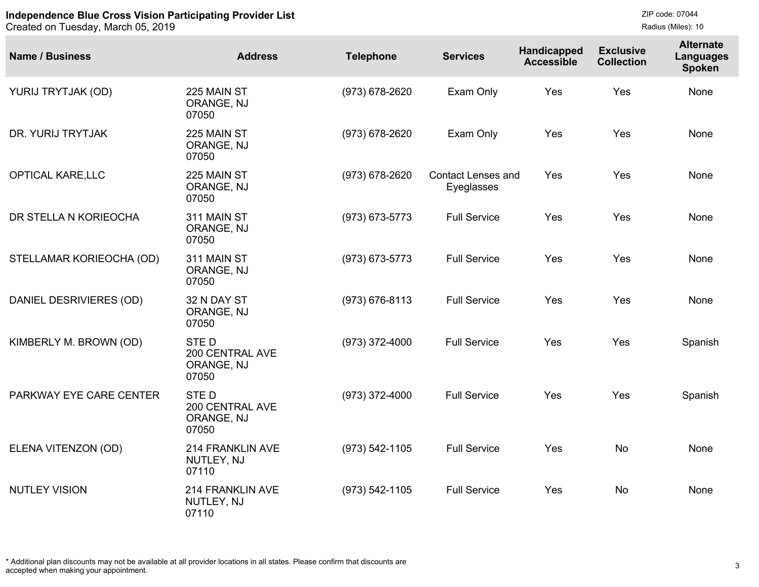**Independence Blue Cross Vision Participating Provider List**
Created on Tuesday, March 05, 2019

ZIP code: 07044
Radius (Miles): 10

| Name / Business | Address | Telephone | Services | Handicapped Accessible | Exclusive Collection | Alternate Languages Spoken |
|---|---|---|---|---|---|---|
| YURIJ TRYTJAK (OD) | 225 MAIN ST ORANGE, NJ 07050 | (973) 678-2620 | Exam Only | Yes | Yes | None |
| DR. YURIJ TRYTJAK | 225 MAIN ST ORANGE, NJ 07050 | (973) 678-2620 | Exam Only | Yes | Yes | None |
| OPTICAL KARE,LLC | 225 MAIN ST ORANGE, NJ 07050 | (973) 678-2620 | Contact Lenses and Eyeglasses | Yes | Yes | None |
| DR STELLA N KORIEOCHA | 311 MAIN ST ORANGE, NJ 07050 | (973) 673-5773 | Full Service | Yes | Yes | None |
| STELLAMAR KORIEOCHA (OD) | 311 MAIN ST ORANGE, NJ 07050 | (973) 673-5773 | Full Service | Yes | Yes | None |
| DANIEL DESRIVIERES (OD) | 32 N DAY ST ORANGE, NJ 07050 | (973) 676-8113 | Full Service | Yes | Yes | None |
| KIMBERLY M. BROWN (OD) | STE D 200 CENTRAL AVE ORANGE, NJ 07050 | (973) 372-4000 | Full Service | Yes | Yes | Spanish |
| PARKWAY EYE CARE CENTER | STE D 200 CENTRAL AVE ORANGE, NJ 07050 | (973) 372-4000 | Full Service | Yes | Yes | Spanish |
| ELENA VITENZON (OD) | 214 FRANKLIN AVE NUTLEY, NJ 07110 | (973) 542-1105 | Full Service | Yes | No | None |
| NUTLEY VISION | 214 FRANKLIN AVE NUTLEY, NJ 07110 | (973) 542-1105 | Full Service | Yes | No | None |

* Additional plan discounts may not be available at all provider locations in all states. Please confirm that discounts are accepted when making your appointment.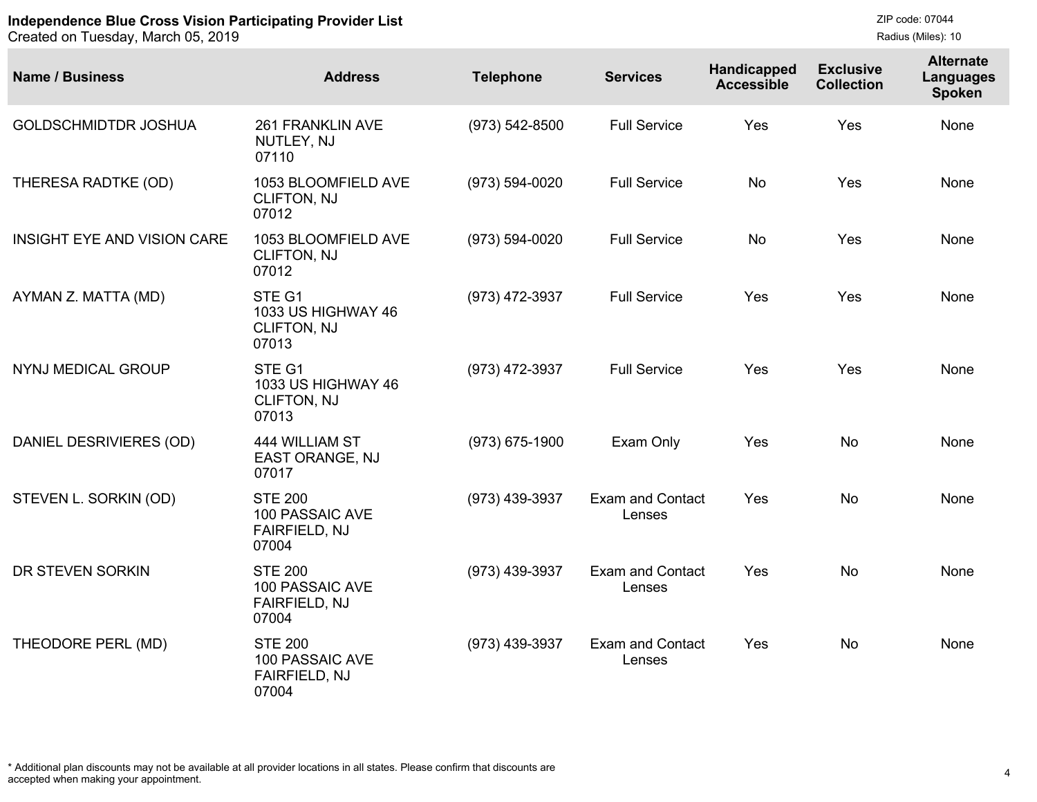**Independence Blue Cross Vision Participating Provider List**
Created on Tuesday, March 05, 2019

ZIP code: 07044
Radius (Miles): 10

| Name / Business | Address | Telephone | Services | Handicapped Accessible | Exclusive Collection | Alternate Languages Spoken |
|---|---|---|---|---|---|---|
| GOLDSCHMIDTDR JOSHUA | 261 FRANKLIN AVE<br>NUTLEY, NJ<br>07110 | (973) 542-8500 | Full Service | Yes | Yes | None |
| THERESA RADTKE (OD) | 1053 BLOOMFIELD AVE<br>CLIFTON, NJ<br>07012 | (973) 594-0020 | Full Service | No | Yes | None |
| INSIGHT EYE AND VISION CARE | 1053 BLOOMFIELD AVE<br>CLIFTON, NJ<br>07012 | (973) 594-0020 | Full Service | No | Yes | None |
| AYMAN Z. MATTA (MD) | STE G1<br>1033 US HIGHWAY 46<br>CLIFTON, NJ<br>07013 | (973) 472-3937 | Full Service | Yes | Yes | None |
| NYNJ MEDICAL GROUP | STE G1<br>1033 US HIGHWAY 46<br>CLIFTON, NJ<br>07013 | (973) 472-3937 | Full Service | Yes | Yes | None |
| DANIEL DESRIVIERES (OD) | 444 WILLIAM ST<br>EAST ORANGE, NJ<br>07017 | (973) 675-1900 | Exam Only | Yes | No | None |
| STEVEN L. SORKIN (OD) | STE 200<br>100 PASSAIC AVE<br>FAIRFIELD, NJ<br>07004 | (973) 439-3937 | Exam and Contact Lenses | Yes | No | None |
| DR STEVEN SORKIN | STE 200<br>100 PASSAIC AVE<br>FAIRFIELD, NJ<br>07004 | (973) 439-3937 | Exam and Contact Lenses | Yes | No | None |
| THEODORE PERL (MD) | STE 200<br>100 PASSAIC AVE<br>FAIRFIELD, NJ<br>07004 | (973) 439-3937 | Exam and Contact Lenses | Yes | No | None |

* Additional plan discounts may not be available at all provider locations in all states. Please confirm that discounts are accepted when making your appointment.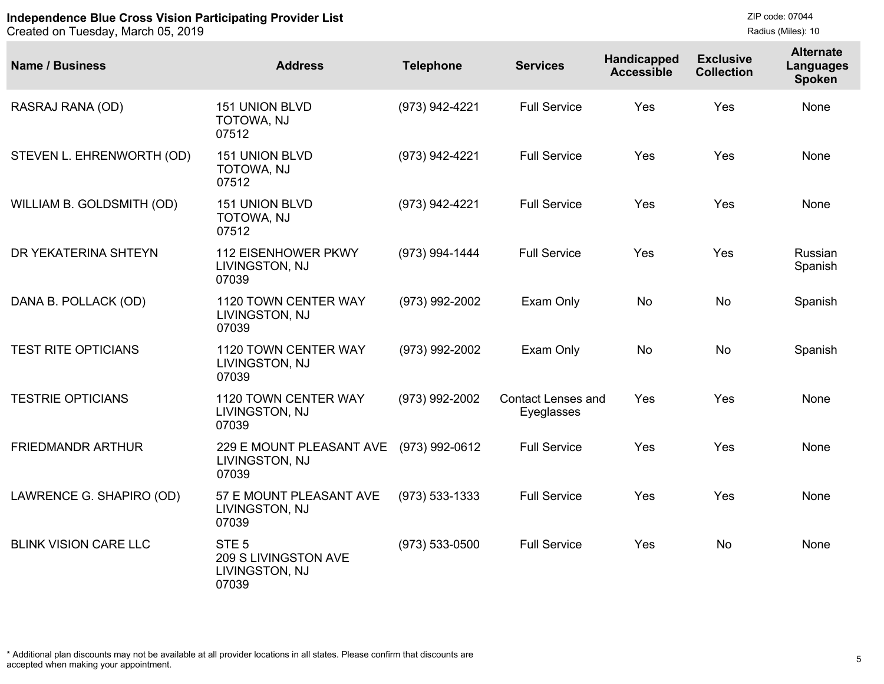**Independence Blue Cross Vision Participating Provider List**
Created on Tuesday, March 05, 2019

ZIP code: 07044
Radius (Miles): 10

| Name / Business | Address | Telephone | Services | Handicapped Accessible | Exclusive Collection | Alternate Languages Spoken |
|---|---|---|---|---|---|---|
| RASRAJ RANA (OD) | 151 UNION BLVD TOTOWA, NJ 07512 | (973) 942-4221 | Full Service | Yes | Yes | None |
| STEVEN L. EHRENWORTH (OD) | 151 UNION BLVD TOTOWA, NJ 07512 | (973) 942-4221 | Full Service | Yes | Yes | None |
| WILLIAM B. GOLDSMITH (OD) | 151 UNION BLVD TOTOWA, NJ 07512 | (973) 942-4221 | Full Service | Yes | Yes | None |
| DR YEKATERINA SHTEYN | 112 EISENHOWER PKWY LIVINGSTON, NJ 07039 | (973) 994-1444 | Full Service | Yes | Yes | Russian Spanish |
| DANA B. POLLACK (OD) | 1120 TOWN CENTER WAY LIVINGSTON, NJ 07039 | (973) 992-2002 | Exam Only | No | No | Spanish |
| TEST RITE OPTICIANS | 1120 TOWN CENTER WAY LIVINGSTON, NJ 07039 | (973) 992-2002 | Exam Only | No | No | Spanish |
| TESTRIE OPTICIANS | 1120 TOWN CENTER WAY LIVINGSTON, NJ 07039 | (973) 992-2002 | Contact Lenses and Eyeglasses | Yes | Yes | None |
| FRIEDMANDR ARTHUR | 229 E MOUNT PLEASANT AVE LIVINGSTON, NJ 07039 | (973) 992-0612 | Full Service | Yes | Yes | None |
| LAWRENCE G. SHAPIRO (OD) | 57 E MOUNT PLEASANT AVE LIVINGSTON, NJ 07039 | (973) 533-1333 | Full Service | Yes | Yes | None |
| BLINK VISION CARE LLC | STE 5 209 S LIVINGSTON AVE LIVINGSTON, NJ 07039 | (973) 533-0500 | Full Service | Yes | No | None |

* Additional plan discounts may not be available at all provider locations in all states. Please confirm that discounts are accepted when making your appointment.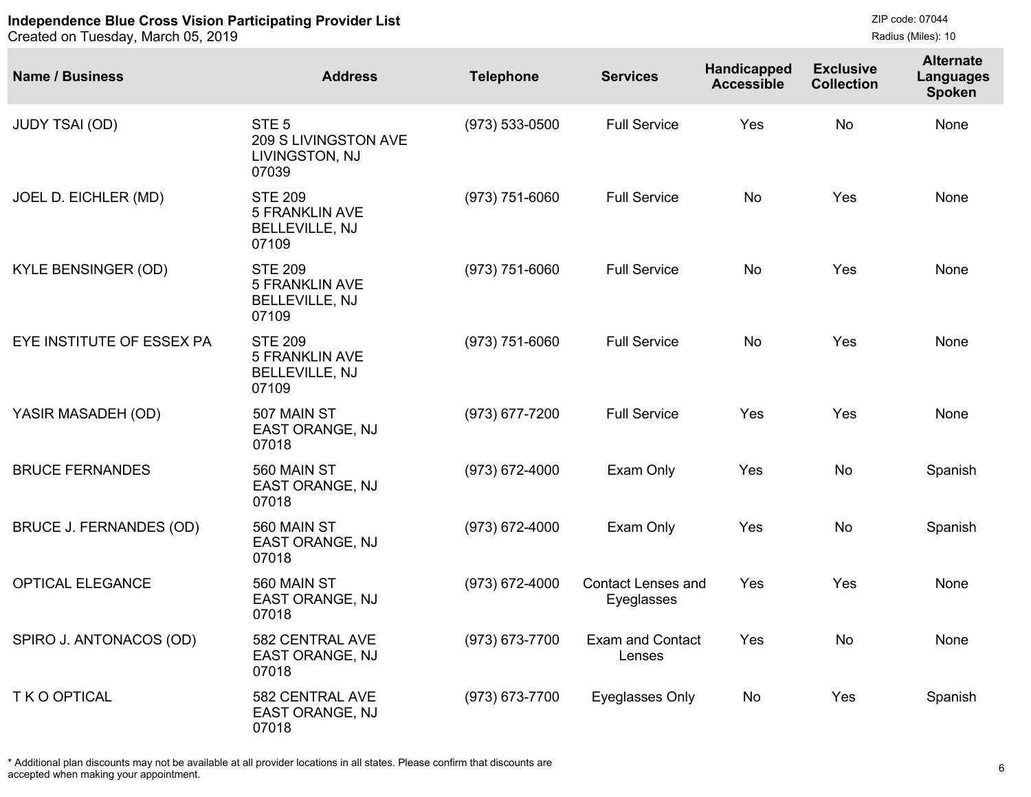**Independence Blue Cross Vision Participating Provider List**
Created on Tuesday, March 05, 2019

ZIP code: 07044
Radius (Miles): 10

| Name / Business | Address | Telephone | Services | Handicapped Accessible | Exclusive Collection | Alternate Languages Spoken |
|---|---|---|---|---|---|---|
| JUDY TSAI (OD) | STE 5<br>209 S LIVINGSTON AVE<br>LIVINGSTON, NJ<br>07039 | (973) 533-0500 | Full Service | Yes | No | None |
| JOEL D. EICHLER (MD) | STE 209<br>5 FRANKLIN AVE<br>BELLEVILLE, NJ<br>07109 | (973) 751-6060 | Full Service | No | Yes | None |
| KYLE BENSINGER (OD) | STE 209<br>5 FRANKLIN AVE<br>BELLEVILLE, NJ<br>07109 | (973) 751-6060 | Full Service | No | Yes | None |
| EYE INSTITUTE OF ESSEX PA | STE 209<br>5 FRANKLIN AVE<br>BELLEVILLE, NJ<br>07109 | (973) 751-6060 | Full Service | No | Yes | None |
| YASIR MASADEH (OD) | 507 MAIN ST<br>EAST ORANGE, NJ<br>07018 | (973) 677-7200 | Full Service | Yes | Yes | None |
| BRUCE FERNANDES | 560 MAIN ST<br>EAST ORANGE, NJ<br>07018 | (973) 672-4000 | Exam Only | Yes | No | Spanish |
| BRUCE J. FERNANDES (OD) | 560 MAIN ST<br>EAST ORANGE, NJ<br>07018 | (973) 672-4000 | Exam Only | Yes | No | Spanish |
| OPTICAL ELEGANCE | 560 MAIN ST<br>EAST ORANGE, NJ<br>07018 | (973) 672-4000 | Contact Lenses and Eyeglasses | Yes | Yes | None |
| SPIRO J. ANTONACOS (OD) | 582 CENTRAL AVE<br>EAST ORANGE, NJ<br>07018 | (973) 673-7700 | Exam and Contact Lenses | Yes | No | None |
| T K O OPTICAL | 582 CENTRAL AVE<br>EAST ORANGE, NJ<br>07018 | (973) 673-7700 | Eyeglasses Only | No | Yes | Spanish |

* Additional plan discounts may not be available at all provider locations in all states. Please confirm that discounts are accepted when making your appointment.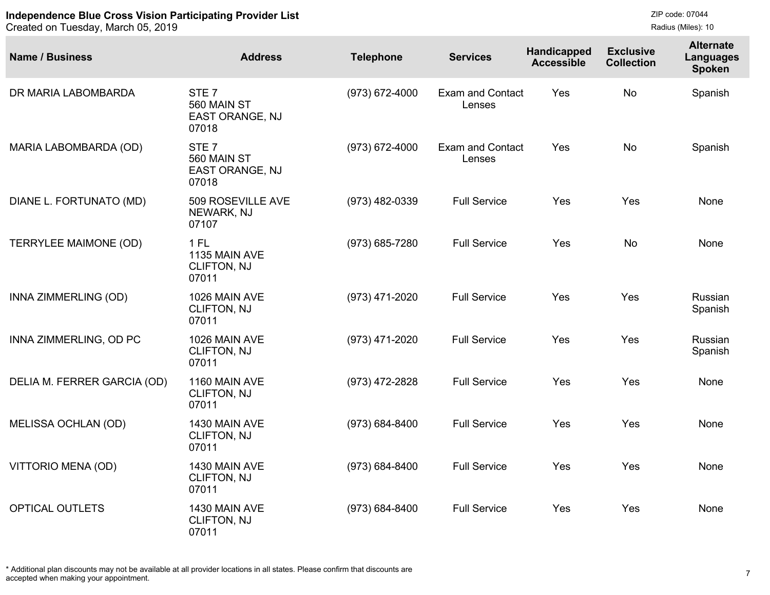**Independence Blue Cross Vision Participating Provider List**
Created on Tuesday, March 05, 2019

ZIP code: 07044
Radius (Miles): 10

| Name / Business | Address | Telephone | Services | Handicapped Accessible | Exclusive Collection | Alternate Languages Spoken |
|---|---|---|---|---|---|---|
| DR MARIA LABOMBARDA | STE 7<br>560 MAIN ST<br>EAST ORANGE, NJ<br>07018 | (973) 672-4000 | Exam and Contact Lenses | Yes | No | Spanish |
| MARIA LABOMBARDA (OD) | STE 7<br>560 MAIN ST<br>EAST ORANGE, NJ<br>07018 | (973) 672-4000 | Exam and Contact Lenses | Yes | No | Spanish |
| DIANE L. FORTUNATO (MD) | 509 ROSEVILLE AVE<br>NEWARK, NJ<br>07107 | (973) 482-0339 | Full Service | Yes | Yes | None |
| TERRYLEE MAIMONE (OD) | 1 FL<br>1135 MAIN AVE<br>CLIFTON, NJ<br>07011 | (973) 685-7280 | Full Service | Yes | No | None |
| INNA ZIMMERLING (OD) | 1026 MAIN AVE<br>CLIFTON, NJ<br>07011 | (973) 471-2020 | Full Service | Yes | Yes | Russian<br>Spanish |
| INNA ZIMMERLING, OD PC | 1026 MAIN AVE<br>CLIFTON, NJ<br>07011 | (973) 471-2020 | Full Service | Yes | Yes | Russian<br>Spanish |
| DELIA M. FERRER GARCIA (OD) | 1160 MAIN AVE<br>CLIFTON, NJ<br>07011 | (973) 472-2828 | Full Service | Yes | Yes | None |
| MELISSA OCHLAN (OD) | 1430 MAIN AVE<br>CLIFTON, NJ<br>07011 | (973) 684-8400 | Full Service | Yes | Yes | None |
| VITTORIO MENA (OD) | 1430 MAIN AVE<br>CLIFTON, NJ<br>07011 | (973) 684-8400 | Full Service | Yes | Yes | None |
| OPTICAL OUTLETS | 1430 MAIN AVE<br>CLIFTON, NJ<br>07011 | (973) 684-8400 | Full Service | Yes | Yes | None |

* Additional plan discounts may not be available at all provider locations in all states. Please confirm that discounts are accepted when making your appointment.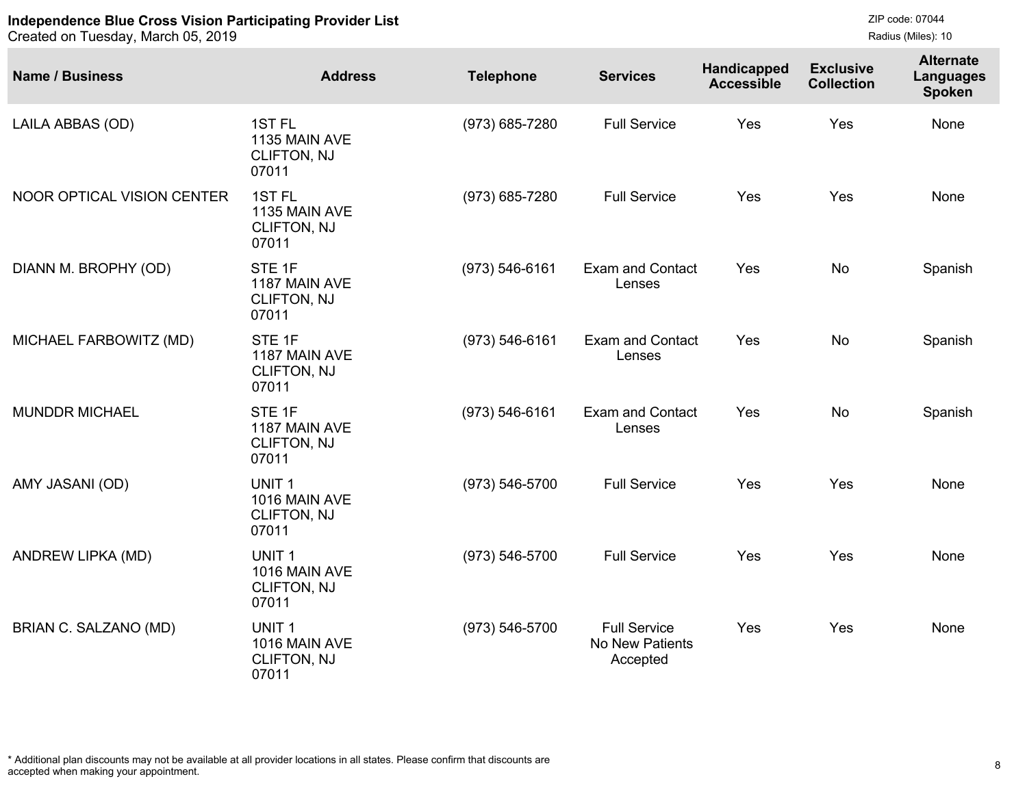**Independence Blue Cross Vision Participating Provider List**
Created on Tuesday, March 05, 2019

ZIP code: 07044
Radius (Miles): 10

| Name / Business | Address | Telephone | Services | Handicapped Accessible | Exclusive Collection | Alternate Languages Spoken |
|---|---|---|---|---|---|---|
| LAILA ABBAS (OD) | 1ST FL 1135 MAIN AVE CLIFTON, NJ 07011 | (973) 685-7280 | Full Service | Yes | Yes | None |
| NOOR OPTICAL VISION CENTER | 1ST FL 1135 MAIN AVE CLIFTON, NJ 07011 | (973) 685-7280 | Full Service | Yes | Yes | None |
| DIANN M. BROPHY (OD) | STE 1F 1187 MAIN AVE CLIFTON, NJ 07011 | (973) 546-6161 | Exam and Contact Lenses | Yes | No | Spanish |
| MICHAEL FARBOWITZ (MD) | STE 1F 1187 MAIN AVE CLIFTON, NJ 07011 | (973) 546-6161 | Exam and Contact Lenses | Yes | No | Spanish |
| MUNDDR MICHAEL | STE 1F 1187 MAIN AVE CLIFTON, NJ 07011 | (973) 546-6161 | Exam and Contact Lenses | Yes | No | Spanish |
| AMY JASANI (OD) | UNIT 1 1016 MAIN AVE CLIFTON, NJ 07011 | (973) 546-5700 | Full Service | Yes | Yes | None |
| ANDREW LIPKA (MD) | UNIT 1 1016 MAIN AVE CLIFTON, NJ 07011 | (973) 546-5700 | Full Service | Yes | Yes | None |
| BRIAN C. SALZANO (MD) | UNIT 1 1016 MAIN AVE CLIFTON, NJ 07011 | (973) 546-5700 | Full Service No New Patients Accepted | Yes | Yes | None |

* Additional plan discounts may not be available at all provider locations in all states. Please confirm that discounts are accepted when making your appointment.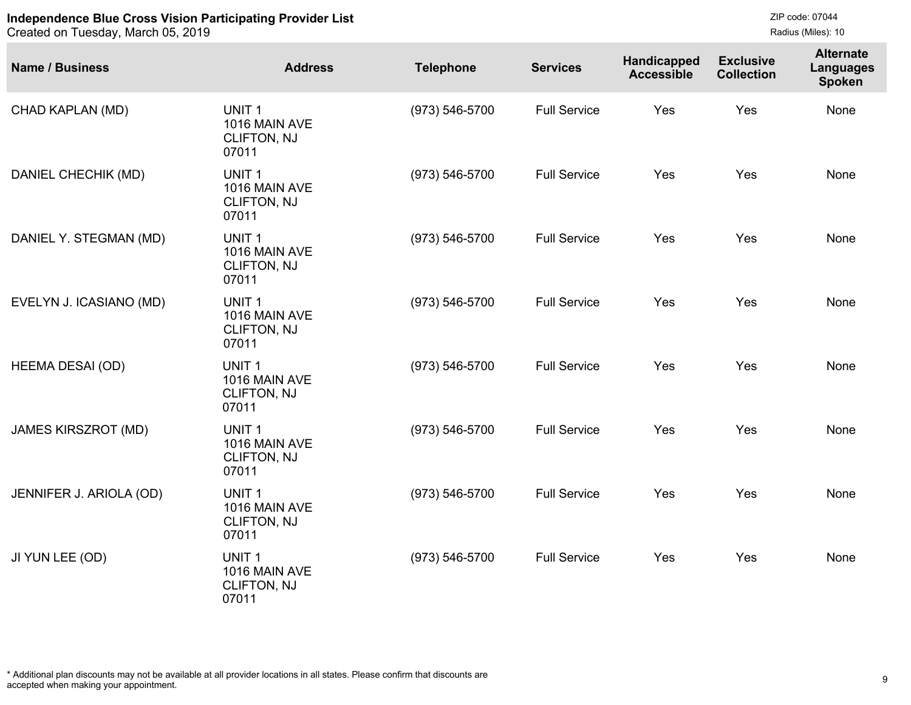**Independence Blue Cross Vision Participating Provider List**
Created on Tuesday, March 05, 2019

ZIP code: 07044
Radius (Miles): 10

| Name / Business | Address | Telephone | Services | Handicapped Accessible | Exclusive Collection | Alternate Languages Spoken |
|---|---|---|---|---|---|---|
| CHAD KAPLAN (MD) | UNIT 1 1016 MAIN AVE CLIFTON, NJ 07011 | (973) 546-5700 | Full Service | Yes | Yes | None |
| DANIEL CHECHIK (MD) | UNIT 1 1016 MAIN AVE CLIFTON, NJ 07011 | (973) 546-5700 | Full Service | Yes | Yes | None |
| DANIEL Y. STEGMAN (MD) | UNIT 1 1016 MAIN AVE CLIFTON, NJ 07011 | (973) 546-5700 | Full Service | Yes | Yes | None |
| EVELYN J. ICASIANO (MD) | UNIT 1 1016 MAIN AVE CLIFTON, NJ 07011 | (973) 546-5700 | Full Service | Yes | Yes | None |
| HEEMA DESAI (OD) | UNIT 1 1016 MAIN AVE CLIFTON, NJ 07011 | (973) 546-5700 | Full Service | Yes | Yes | None |
| JAMES KIRSZROT (MD) | UNIT 1 1016 MAIN AVE CLIFTON, NJ 07011 | (973) 546-5700 | Full Service | Yes | Yes | None |
| JENNIFER J. ARIOLA (OD) | UNIT 1 1016 MAIN AVE CLIFTON, NJ 07011 | (973) 546-5700 | Full Service | Yes | Yes | None |
| JI YUN LEE (OD) | UNIT 1 1016 MAIN AVE CLIFTON, NJ 07011 | (973) 546-5700 | Full Service | Yes | Yes | None |

* Additional plan discounts may not be available at all provider locations in all states. Please confirm that discounts are accepted when making your appointment.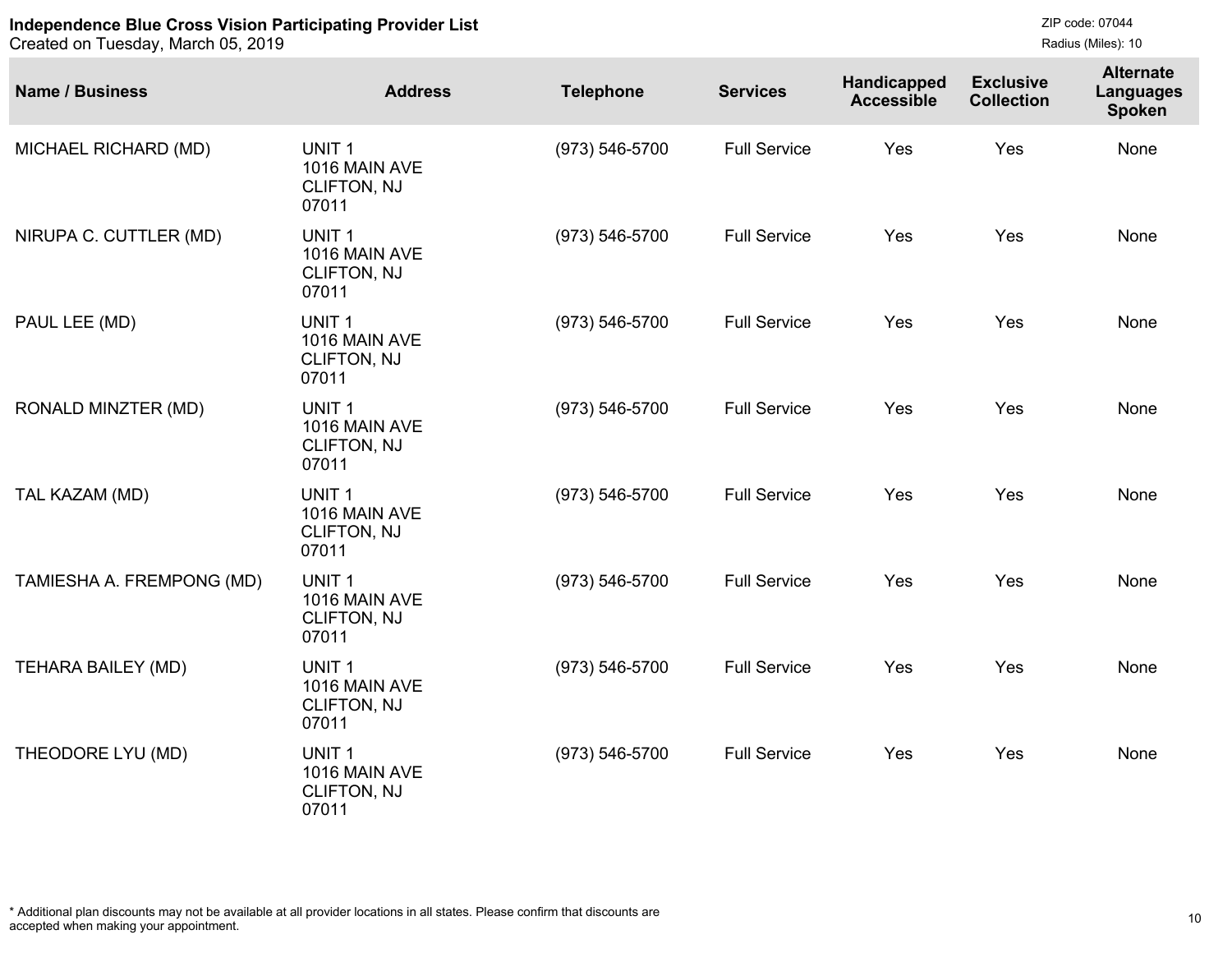**Independence Blue Cross Vision Participating Provider List**
Created on Tuesday, March 05, 2019

ZIP code: 07044
Radius (Miles): 10

| Name / Business | Address | Telephone | Services | Handicapped Accessible | Exclusive Collection | Alternate Languages Spoken |
|---|---|---|---|---|---|---|
| MICHAEL RICHARD (MD) | UNIT 1<br>1016 MAIN AVE<br>CLIFTON, NJ<br>07011 | (973) 546-5700 | Full Service | Yes | Yes | None |
| NIRUPA C. CUTTLER (MD) | UNIT 1<br>1016 MAIN AVE<br>CLIFTON, NJ<br>07011 | (973) 546-5700 | Full Service | Yes | Yes | None |
| PAUL LEE (MD) | UNIT 1<br>1016 MAIN AVE<br>CLIFTON, NJ<br>07011 | (973) 546-5700 | Full Service | Yes | Yes | None |
| RONALD MINZTER (MD) | UNIT 1<br>1016 MAIN AVE<br>CLIFTON, NJ<br>07011 | (973) 546-5700 | Full Service | Yes | Yes | None |
| TAL KAZAM (MD) | UNIT 1<br>1016 MAIN AVE<br>CLIFTON, NJ<br>07011 | (973) 546-5700 | Full Service | Yes | Yes | None |
| TAMIESHA A. FREMPONG (MD) | UNIT 1<br>1016 MAIN AVE<br>CLIFTON, NJ<br>07011 | (973) 546-5700 | Full Service | Yes | Yes | None |
| TEHARA BAILEY (MD) | UNIT 1<br>1016 MAIN AVE<br>CLIFTON, NJ<br>07011 | (973) 546-5700 | Full Service | Yes | Yes | None |
| THEODORE LYU (MD) | UNIT 1<br>1016 MAIN AVE<br>CLIFTON, NJ<br>07011 | (973) 546-5700 | Full Service | Yes | Yes | None |

* Additional plan discounts may not be available at all provider locations in all states. Please confirm that discounts are accepted when making your appointment.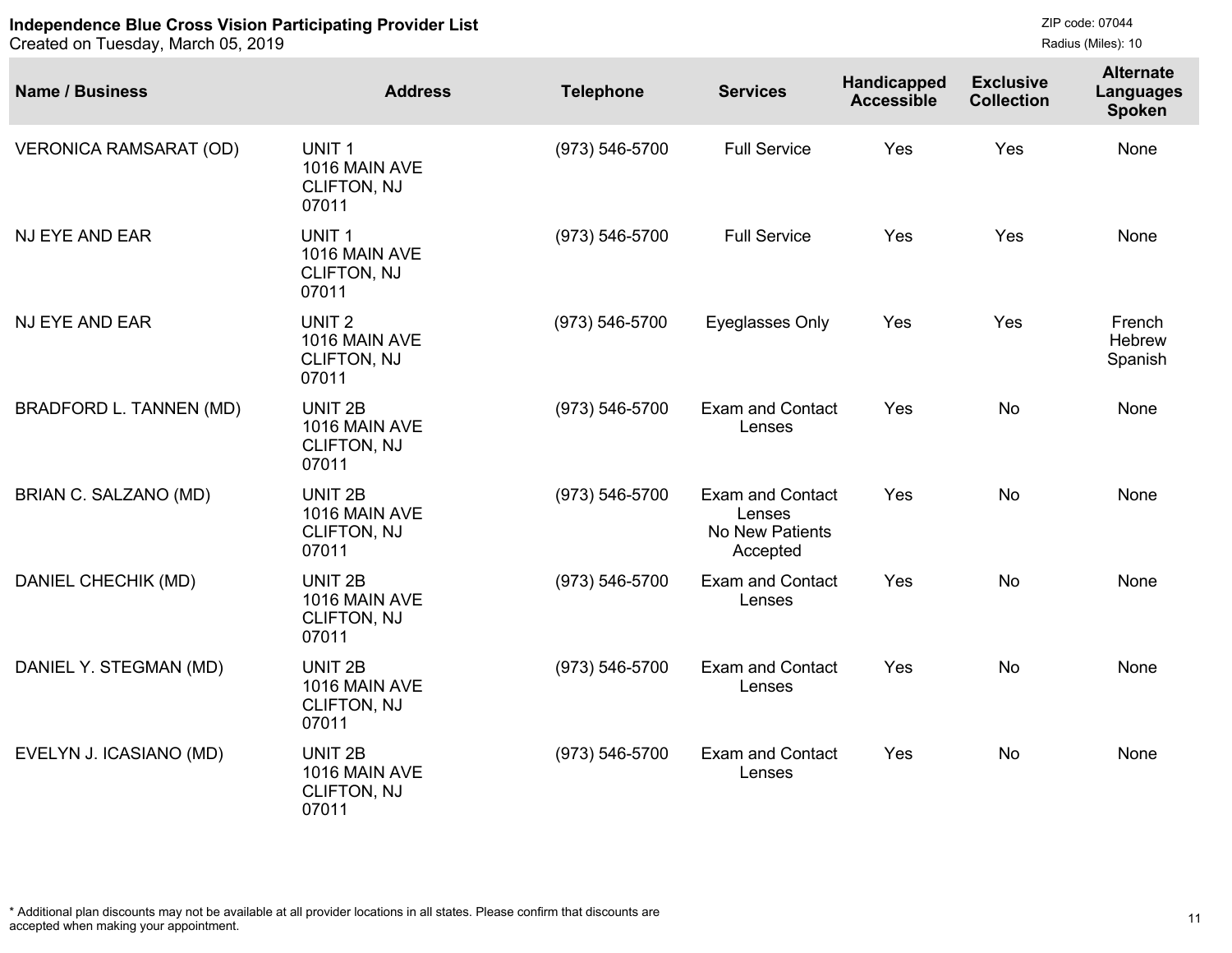**Independence Blue Cross Vision Participating Provider List**
Created on Tuesday, March 05, 2019

ZIP code: 07044
Radius (Miles): 10

| Name / Business | Address | Telephone | Services | Handicapped Accessible | Exclusive Collection | Alternate Languages Spoken |
|---|---|---|---|---|---|---|
| VERONICA RAMSARAT (OD) | UNIT 1<br>1016 MAIN AVE<br>CLIFTON, NJ<br>07011 | (973) 546-5700 | Full Service | Yes | Yes | None |
| NJ EYE AND EAR | UNIT 1<br>1016 MAIN AVE<br>CLIFTON, NJ<br>07011 | (973) 546-5700 | Full Service | Yes | Yes | None |
| NJ EYE AND EAR | UNIT 2<br>1016 MAIN AVE<br>CLIFTON, NJ<br>07011 | (973) 546-5700 | Eyeglasses Only | Yes | Yes | French<br>Hebrew<br>Spanish |
| BRADFORD L. TANNEN (MD) | UNIT 2B<br>1016 MAIN AVE<br>CLIFTON, NJ<br>07011 | (973) 546-5700 | Exam and Contact Lenses | Yes | No | None |
| BRIAN C. SALZANO (MD) | UNIT 2B<br>1016 MAIN AVE<br>CLIFTON, NJ<br>07011 | (973) 546-5700 | Exam and Contact Lenses<br>No New Patients Accepted | Yes | No | None |
| DANIEL CHECHIK (MD) | UNIT 2B<br>1016 MAIN AVE<br>CLIFTON, NJ<br>07011 | (973) 546-5700 | Exam and Contact Lenses | Yes | No | None |
| DANIEL Y. STEGMAN (MD) | UNIT 2B<br>1016 MAIN AVE<br>CLIFTON, NJ<br>07011 | (973) 546-5700 | Exam and Contact Lenses | Yes | No | None |
| EVELYN J. ICASIANO (MD) | UNIT 2B<br>1016 MAIN AVE<br>CLIFTON, NJ<br>07011 | (973) 546-5700 | Exam and Contact Lenses | Yes | No | None |

* Additional plan discounts may not be available at all provider locations in all states. Please confirm that discounts are accepted when making your appointment.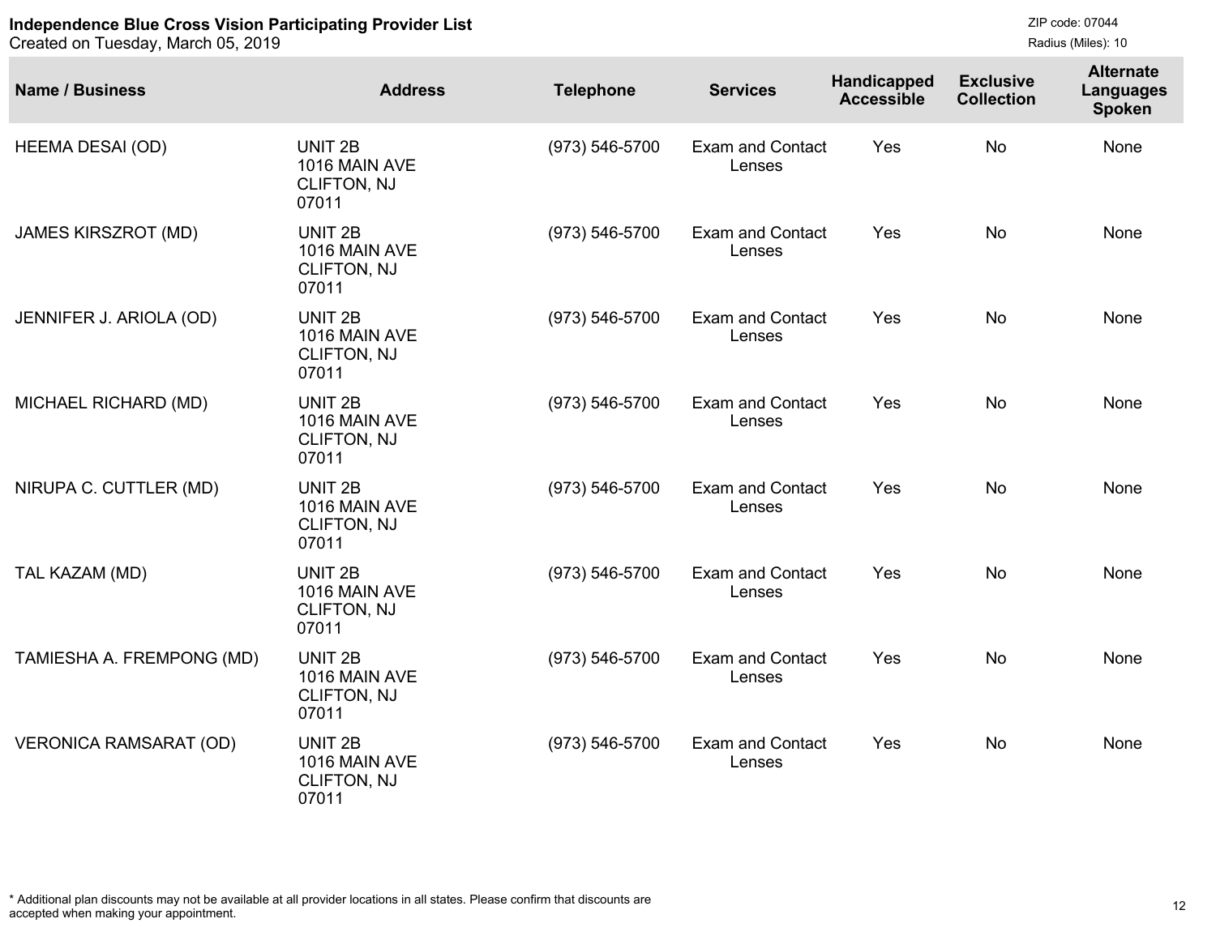**Independence Blue Cross Vision Participating Provider List**
Created on Tuesday, March 05, 2019

ZIP code: 07044
Radius (Miles): 10

| Name / Business | Address | Telephone | Services | Handicapped Accessible | Exclusive Collection | Alternate Languages Spoken |
|---|---|---|---|---|---|---|
| HEEMA DESAI (OD) | UNIT 2B 1016 MAIN AVE CLIFTON, NJ 07011 | (973) 546-5700 | Exam and Contact Lenses | Yes | No | None |
| JAMES KIRSZROT (MD) | UNIT 2B 1016 MAIN AVE CLIFTON, NJ 07011 | (973) 546-5700 | Exam and Contact Lenses | Yes | No | None |
| JENNIFER J. ARIOLA (OD) | UNIT 2B 1016 MAIN AVE CLIFTON, NJ 07011 | (973) 546-5700 | Exam and Contact Lenses | Yes | No | None |
| MICHAEL RICHARD (MD) | UNIT 2B 1016 MAIN AVE CLIFTON, NJ 07011 | (973) 546-5700 | Exam and Contact Lenses | Yes | No | None |
| NIRUPA C. CUTTLER (MD) | UNIT 2B 1016 MAIN AVE CLIFTON, NJ 07011 | (973) 546-5700 | Exam and Contact Lenses | Yes | No | None |
| TAL KAZAM (MD) | UNIT 2B 1016 MAIN AVE CLIFTON, NJ 07011 | (973) 546-5700 | Exam and Contact Lenses | Yes | No | None |
| TAMIESHA A. FREMPONG (MD) | UNIT 2B 1016 MAIN AVE CLIFTON, NJ 07011 | (973) 546-5700 | Exam and Contact Lenses | Yes | No | None |
| VERONICA RAMSARAT (OD) | UNIT 2B 1016 MAIN AVE CLIFTON, NJ 07011 | (973) 546-5700 | Exam and Contact Lenses | Yes | No | None |

* Additional plan discounts may not be available at all provider locations in all states. Please confirm that discounts are accepted when making your appointment.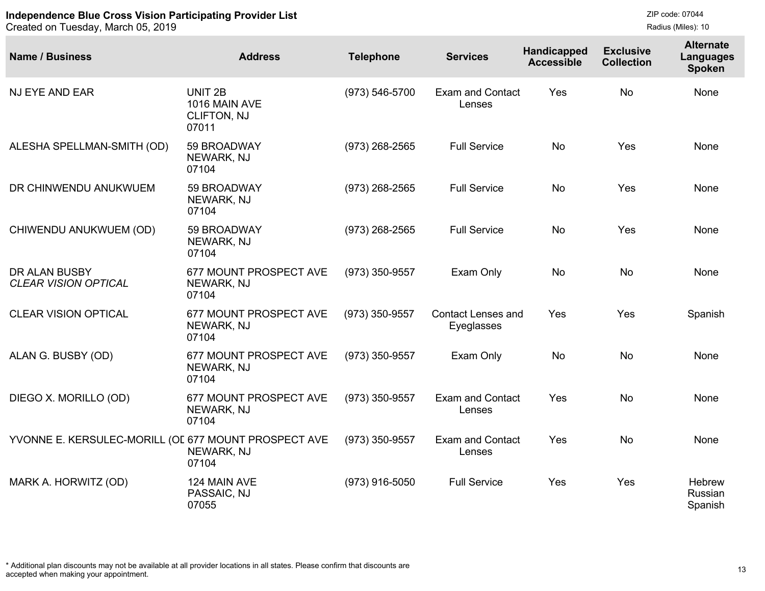**Independence Blue Cross Vision Participating Provider List**
Created on Tuesday, March 05, 2019

ZIP code: 07044
Radius (Miles): 10

| Name / Business | Address | Telephone | Services | Handicapped Accessible | Exclusive Collection | Alternate Languages Spoken |
|---|---|---|---|---|---|---|
| NJ EYE AND EAR | UNIT 2B<br>1016 MAIN AVE<br>CLIFTON, NJ<br>07011 | (973) 546-5700 | Exam and Contact Lenses | Yes | No | None |
| ALESHA SPELLMAN-SMITH (OD) | 59 BROADWAY<br>NEWARK, NJ<br>07104 | (973) 268-2565 | Full Service | No | Yes | None |
| DR CHINWENDU ANUKWUEM | 59 BROADWAY<br>NEWARK, NJ<br>07104 | (973) 268-2565 | Full Service | No | Yes | None |
| CHIWENDU ANUKWUEM (OD) | 59 BROADWAY<br>NEWARK, NJ<br>07104 | (973) 268-2565 | Full Service | No | Yes | None |
| DR ALAN BUSBY<br>*CLEAR VISION OPTICAL* | 677 MOUNT PROSPECT AVE<br>NEWARK, NJ<br>07104 | (973) 350-9557 | Exam Only | No | No | None |
| CLEAR VISION OPTICAL | 677 MOUNT PROSPECT AVE<br>NEWARK, NJ<br>07104 | (973) 350-9557 | Contact Lenses and Eyeglasses | Yes | Yes | Spanish |
| ALAN G. BUSBY (OD) | 677 MOUNT PROSPECT AVE<br>NEWARK, NJ<br>07104 | (973) 350-9557 | Exam Only | No | No | None |
| DIEGO X. MORILLO (OD) | 677 MOUNT PROSPECT AVE<br>NEWARK, NJ<br>07104 | (973) 350-9557 | Exam and Contact Lenses | Yes | No | None |
| YVONNE E. KERSULEC-MORILL (OD | 677 MOUNT PROSPECT AVE<br>NEWARK, NJ<br>07104 | (973) 350-9557 | Exam and Contact Lenses | Yes | No | None |
| MARK A. HORWITZ (OD) | 124 MAIN AVE<br>PASSAIC, NJ<br>07055 | (973) 916-5050 | Full Service | Yes | Yes | Hebrew<br>Russian<br>Spanish |

* Additional plan discounts may not be available at all provider locations in all states. Please confirm that discounts are accepted when making your appointment.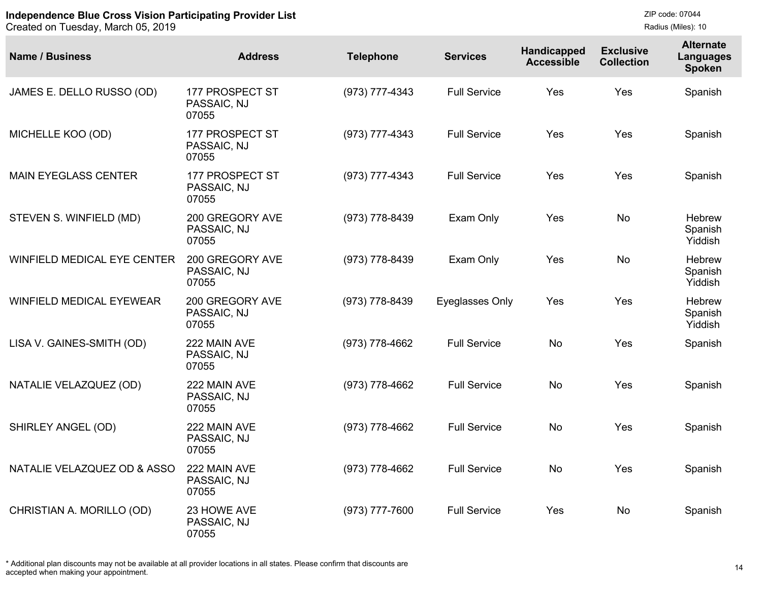**Independence Blue Cross Vision Participating Provider List**
Created on Tuesday, March 05, 2019

ZIP code: 07044
Radius (Miles): 10

| Name / Business | Address | Telephone | Services | Handicapped Accessible | Exclusive Collection | Alternate Languages Spoken |
|---|---|---|---|---|---|---|
| JAMES E. DELLO RUSSO (OD) | 177 PROSPECT ST PASSAIC, NJ 07055 | (973) 777-4343 | Full Service | Yes | Yes | Spanish |
| MICHELLE KOO (OD) | 177 PROSPECT ST PASSAIC, NJ 07055 | (973) 777-4343 | Full Service | Yes | Yes | Spanish |
| MAIN EYEGLASS CENTER | 177 PROSPECT ST PASSAIC, NJ 07055 | (973) 777-4343 | Full Service | Yes | Yes | Spanish |
| STEVEN S. WINFIELD (MD) | 200 GREGORY AVE PASSAIC, NJ 07055 | (973) 778-8439 | Exam Only | Yes | No | Hebrew Spanish Yiddish |
| WINFIELD MEDICAL EYE CENTER | 200 GREGORY AVE PASSAIC, NJ 07055 | (973) 778-8439 | Exam Only | Yes | No | Hebrew Spanish Yiddish |
| WINFIELD MEDICAL EYEWEAR | 200 GREGORY AVE PASSAIC, NJ 07055 | (973) 778-8439 | Eyeglasses Only | Yes | Yes | Hebrew Spanish Yiddish |
| LISA V. GAINES-SMITH (OD) | 222 MAIN AVE PASSAIC, NJ 07055 | (973) 778-4662 | Full Service | No | Yes | Spanish |
| NATALIE VELAZQUEZ (OD) | 222 MAIN AVE PASSAIC, NJ 07055 | (973) 778-4662 | Full Service | No | Yes | Spanish |
| SHIRLEY ANGEL (OD) | 222 MAIN AVE PASSAIC, NJ 07055 | (973) 778-4662 | Full Service | No | Yes | Spanish |
| NATALIE VELAZQUEZ OD & ASSO | 222 MAIN AVE PASSAIC, NJ 07055 | (973) 778-4662 | Full Service | No | Yes | Spanish |
| CHRISTIAN A. MORILLO (OD) | 23 HOWE AVE PASSAIC, NJ 07055 | (973) 777-7600 | Full Service | Yes | No | Spanish |

* Additional plan discounts may not be available at all provider locations in all states. Please confirm that discounts are accepted when making your appointment.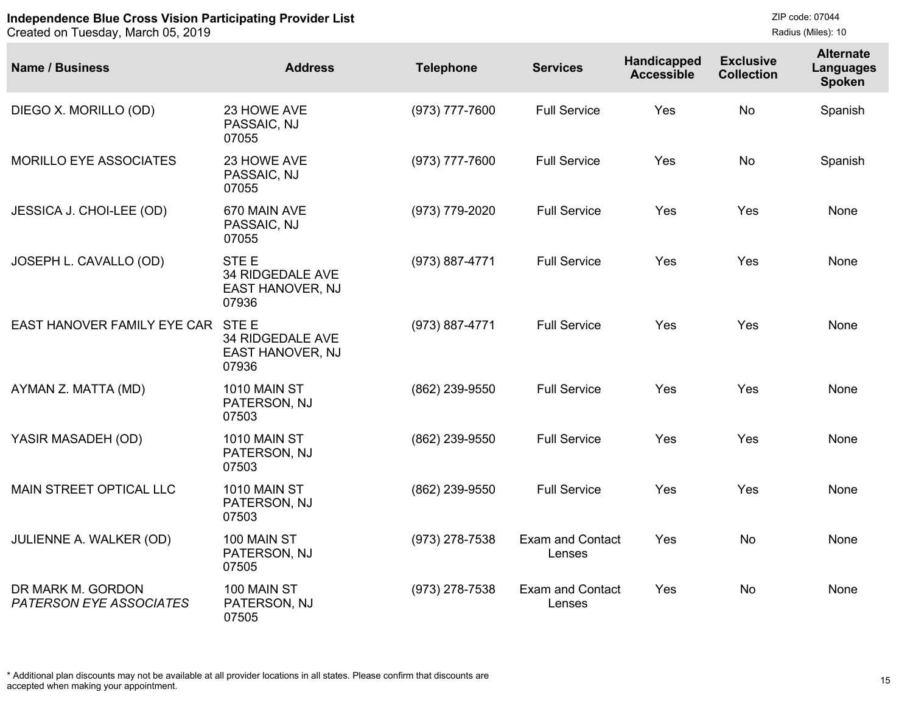**Independence Blue Cross Vision Participating Provider List**
Created on Tuesday, March 05, 2019

ZIP code: 07044
Radius (Miles): 10

| Name / Business | Address | Telephone | Services | Handicapped Accessible | Exclusive Collection | Alternate Languages Spoken |
|---|---|---|---|---|---|---|
| DIEGO X. MORILLO (OD) | 23 HOWE AVE PASSAIC, NJ 07055 | (973) 777-7600 | Full Service | Yes | No | Spanish |
| MORILLO EYE ASSOCIATES | 23 HOWE AVE PASSAIC, NJ 07055 | (973) 777-7600 | Full Service | Yes | No | Spanish |
| JESSICA J. CHOI-LEE (OD) | 670 MAIN AVE PASSAIC, NJ 07055 | (973) 779-2020 | Full Service | Yes | Yes | None |
| JOSEPH L. CAVALLO (OD) | STE E 34 RIDGEDALE AVE EAST HANOVER, NJ 07936 | (973) 887-4771 | Full Service | Yes | Yes | None |
| EAST HANOVER FAMILY EYE CAR | STE E 34 RIDGEDALE AVE EAST HANOVER, NJ 07936 | (973) 887-4771 | Full Service | Yes | Yes | None |
| AYMAN Z. MATTA (MD) | 1010 MAIN ST PATERSON, NJ 07503 | (862) 239-9550 | Full Service | Yes | Yes | None |
| YASIR MASADEH (OD) | 1010 MAIN ST PATERSON, NJ 07503 | (862) 239-9550 | Full Service | Yes | Yes | None |
| MAIN STREET OPTICAL LLC | 1010 MAIN ST PATERSON, NJ 07503 | (862) 239-9550 | Full Service | Yes | Yes | None |
| JULIENNE A. WALKER (OD) | 100 MAIN ST PATERSON, NJ 07505 | (973) 278-7538 | Exam and Contact Lenses | Yes | No | None |
| DR MARK M. GORDON *PATERSON EYE ASSOCIATES* | 100 MAIN ST PATERSON, NJ 07505 | (973) 278-7538 | Exam and Contact Lenses | Yes | No | None |

* Additional plan discounts may not be available at all provider locations in all states. Please confirm that discounts are accepted when making your appointment.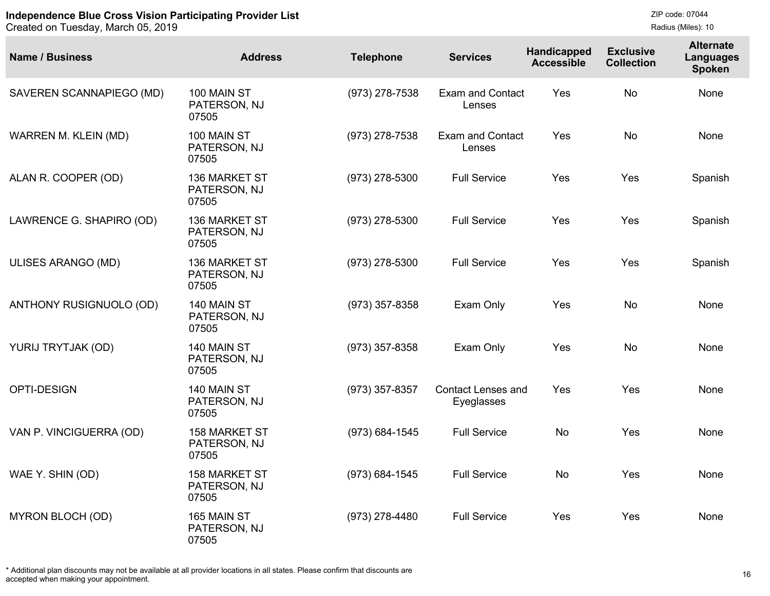**Independence Blue Cross Vision Participating Provider List**
Created on Tuesday, March 05, 2019

ZIP code: 07044
Radius (Miles): 10

| Name / Business | Address | Telephone | Services | Handicapped Accessible | Exclusive Collection | Alternate Languages Spoken |
|---|---|---|---|---|---|---|
| SAVEREN SCANNAPIEGO (MD) | 100 MAIN ST PATERSON, NJ 07505 | (973) 278-7538 | Exam and Contact Lenses | Yes | No | None |
| WARREN M. KLEIN (MD) | 100 MAIN ST PATERSON, NJ 07505 | (973) 278-7538 | Exam and Contact Lenses | Yes | No | None |
| ALAN R. COOPER (OD) | 136 MARKET ST PATERSON, NJ 07505 | (973) 278-5300 | Full Service | Yes | Yes | Spanish |
| LAWRENCE G. SHAPIRO (OD) | 136 MARKET ST PATERSON, NJ 07505 | (973) 278-5300 | Full Service | Yes | Yes | Spanish |
| ULISES ARANGO (MD) | 136 MARKET ST PATERSON, NJ 07505 | (973) 278-5300 | Full Service | Yes | Yes | Spanish |
| ANTHONY RUSIGNUOLO (OD) | 140 MAIN ST PATERSON, NJ 07505 | (973) 357-8358 | Exam Only | Yes | No | None |
| YURIJ TRYTJAK (OD) | 140 MAIN ST PATERSON, NJ 07505 | (973) 357-8358 | Exam Only | Yes | No | None |
| OPTI-DESIGN | 140 MAIN ST PATERSON, NJ 07505 | (973) 357-8357 | Contact Lenses and Eyeglasses | Yes | Yes | None |
| VAN P. VINCIGUERRA (OD) | 158 MARKET ST PATERSON, NJ 07505 | (973) 684-1545 | Full Service | No | Yes | None |
| WAE Y. SHIN (OD) | 158 MARKET ST PATERSON, NJ 07505 | (973) 684-1545 | Full Service | No | Yes | None |
| MYRON BLOCH (OD) | 165 MAIN ST PATERSON, NJ 07505 | (973) 278-4480 | Full Service | Yes | Yes | None |

* Additional plan discounts may not be available at all provider locations in all states. Please confirm that discounts are accepted when making your appointment.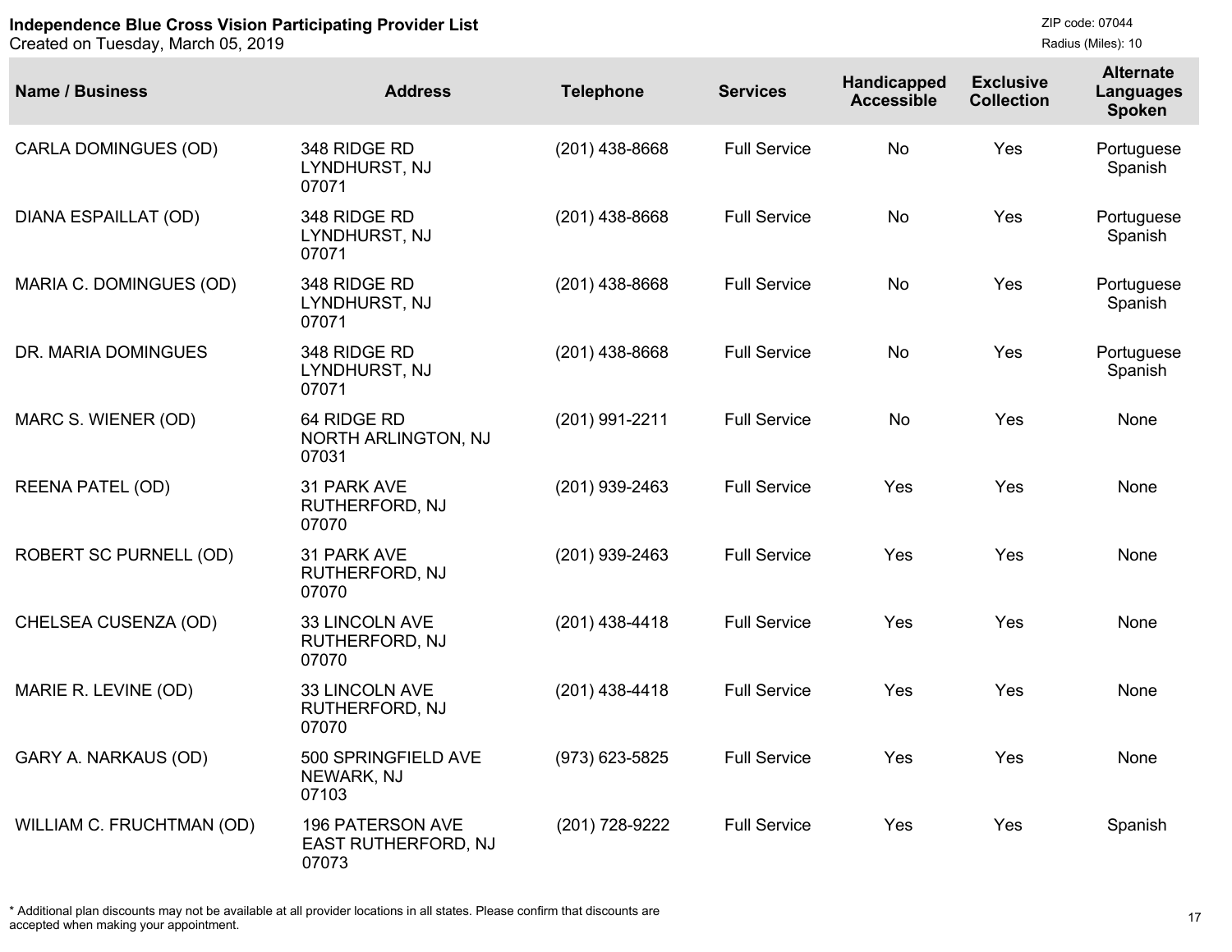**Independence Blue Cross Vision Participating Provider List**
Created on Tuesday, March 05, 2019

ZIP code: 07044
Radius (Miles): 10

| Name / Business | Address | Telephone | Services | Handicapped Accessible | Exclusive Collection | Alternate Languages Spoken |
|---|---|---|---|---|---|---|
| CARLA DOMINGUES (OD) | 348 RIDGE RD LYNDHURST, NJ 07071 | (201) 438-8668 | Full Service | No | Yes | Portuguese Spanish |
| DIANA ESPAILLAT (OD) | 348 RIDGE RD LYNDHURST, NJ 07071 | (201) 438-8668 | Full Service | No | Yes | Portuguese Spanish |
| MARIA C. DOMINGUES (OD) | 348 RIDGE RD LYNDHURST, NJ 07071 | (201) 438-8668 | Full Service | No | Yes | Portuguese Spanish |
| DR. MARIA DOMINGUES | 348 RIDGE RD LYNDHURST, NJ 07071 | (201) 438-8668 | Full Service | No | Yes | Portuguese Spanish |
| MARC S. WIENER (OD) | 64 RIDGE RD NORTH ARLINGTON, NJ 07031 | (201) 991-2211 | Full Service | No | Yes | None |
| REENA PATEL (OD) | 31 PARK AVE RUTHERFORD, NJ 07070 | (201) 939-2463 | Full Service | Yes | Yes | None |
| ROBERT SC PURNELL (OD) | 31 PARK AVE RUTHERFORD, NJ 07070 | (201) 939-2463 | Full Service | Yes | Yes | None |
| CHELSEA CUSENZA (OD) | 33 LINCOLN AVE RUTHERFORD, NJ 07070 | (201) 438-4418 | Full Service | Yes | Yes | None |
| MARIE R. LEVINE (OD) | 33 LINCOLN AVE RUTHERFORD, NJ 07070 | (201) 438-4418 | Full Service | Yes | Yes | None |
| GARY A. NARKAUS (OD) | 500 SPRINGFIELD AVE NEWARK, NJ 07103 | (973) 623-5825 | Full Service | Yes | Yes | None |
| WILLIAM C. FRUCHTMAN (OD) | 196 PATERSON AVE EAST RUTHERFORD, NJ 07073 | (201) 728-9222 | Full Service | Yes | Yes | Spanish |

* Additional plan discounts may not be available at all provider locations in all states. Please confirm that discounts are accepted when making your appointment.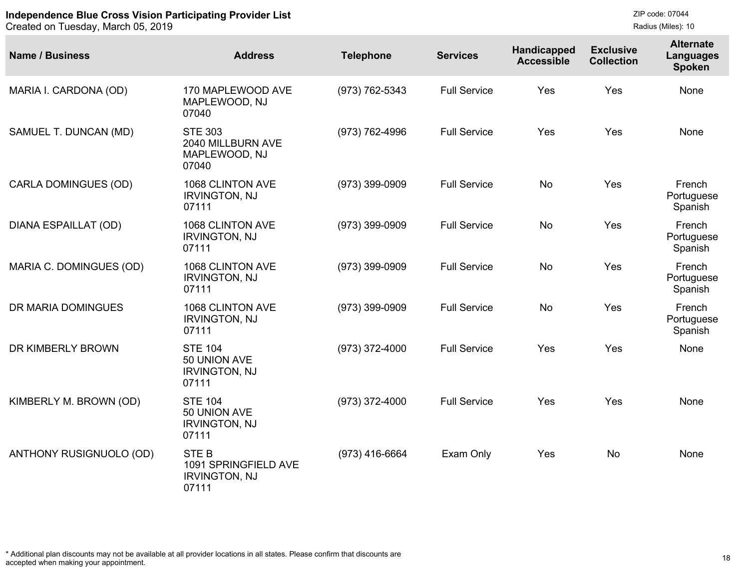**Independence Blue Cross Vision Participating Provider List**
Created on Tuesday, March 05, 2019

ZIP code: 07044
Radius (Miles): 10

| Name / Business | Address | Telephone | Services | Handicapped Accessible | Exclusive Collection | Alternate Languages Spoken |
|---|---|---|---|---|---|---|
| MARIA I. CARDONA (OD) | 170 MAPLEWOOD AVE MAPLEWOOD, NJ 07040 | (973) 762-5343 | Full Service | Yes | Yes | None |
| SAMUEL T. DUNCAN (MD) | STE 303 2040 MILLBURN AVE MAPLEWOOD, NJ 07040 | (973) 762-4996 | Full Service | Yes | Yes | None |
| CARLA DOMINGUES (OD) | 1068 CLINTON AVE IRVINGTON, NJ 07111 | (973) 399-0909 | Full Service | No | Yes | French Portuguese Spanish |
| DIANA ESPAILLAT (OD) | 1068 CLINTON AVE IRVINGTON, NJ 07111 | (973) 399-0909 | Full Service | No | Yes | French Portuguese Spanish |
| MARIA C. DOMINGUES (OD) | 1068 CLINTON AVE IRVINGTON, NJ 07111 | (973) 399-0909 | Full Service | No | Yes | French Portuguese Spanish |
| DR MARIA DOMINGUES | 1068 CLINTON AVE IRVINGTON, NJ 07111 | (973) 399-0909 | Full Service | No | Yes | French Portuguese Spanish |
| DR KIMBERLY BROWN | STE 104 50 UNION AVE IRVINGTON, NJ 07111 | (973) 372-4000 | Full Service | Yes | Yes | None |
| KIMBERLY M. BROWN (OD) | STE 104 50 UNION AVE IRVINGTON, NJ 07111 | (973) 372-4000 | Full Service | Yes | Yes | None |
| ANTHONY RUSIGNUOLO (OD) | STE B 1091 SPRINGFIELD AVE IRVINGTON, NJ 07111 | (973) 416-6664 | Exam Only | Yes | No | None |

* Additional plan discounts may not be available at all provider locations in all states. Please confirm that discounts are accepted when making your appointment.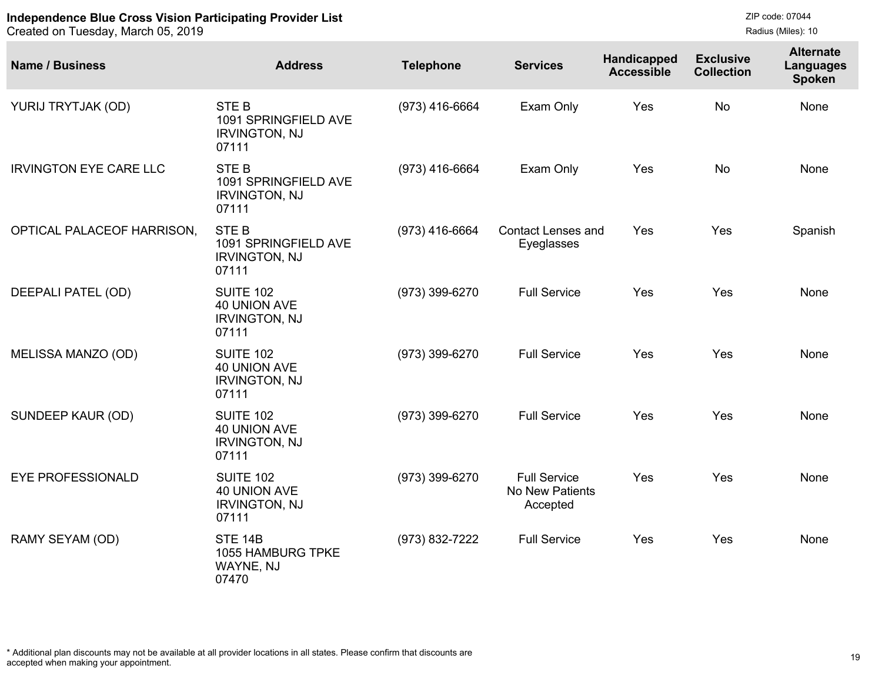**Independence Blue Cross Vision Participating Provider List**
Created on Tuesday, March 05, 2019

ZIP code: 07044
Radius (Miles): 10

| Name / Business | Address | Telephone | Services | Handicapped Accessible | Exclusive Collection | Alternate Languages Spoken |
|---|---|---|---|---|---|---|
| YURIJ TRYTJAK (OD) | STE B<br>1091 SPRINGFIELD AVE<br>IRVINGTON, NJ<br>07111 | (973) 416-6664 | Exam Only | Yes | No | None |
| IRVINGTON EYE CARE LLC | STE B<br>1091 SPRINGFIELD AVE<br>IRVINGTON, NJ<br>07111 | (973) 416-6664 | Exam Only | Yes | No | None |
| OPTICAL PALACEOF HARRISON, | STE B<br>1091 SPRINGFIELD AVE<br>IRVINGTON, NJ<br>07111 | (973) 416-6664 | Contact Lenses and Eyeglasses | Yes | Yes | Spanish |
| DEEPALI PATEL (OD) | SUITE 102<br>40 UNION AVE<br>IRVINGTON, NJ<br>07111 | (973) 399-6270 | Full Service | Yes | Yes | None |
| MELISSA MANZO (OD) | SUITE 102<br>40 UNION AVE<br>IRVINGTON, NJ<br>07111 | (973) 399-6270 | Full Service | Yes | Yes | None |
| SUNDEEP KAUR (OD) | SUITE 102<br>40 UNION AVE<br>IRVINGTON, NJ<br>07111 | (973) 399-6270 | Full Service | Yes | Yes | None |
| EYE PROFESSIONALD | SUITE 102<br>40 UNION AVE<br>IRVINGTON, NJ<br>07111 | (973) 399-6270 | Full Service<br>No New Patients Accepted | Yes | Yes | None |
| RAMY SEYAM (OD) | STE 14B<br>1055 HAMBURG TPKE<br>WAYNE, NJ<br>07470 | (973) 832-7222 | Full Service | Yes | Yes | None |

* Additional plan discounts may not be available at all provider locations in all states. Please confirm that discounts are accepted when making your appointment.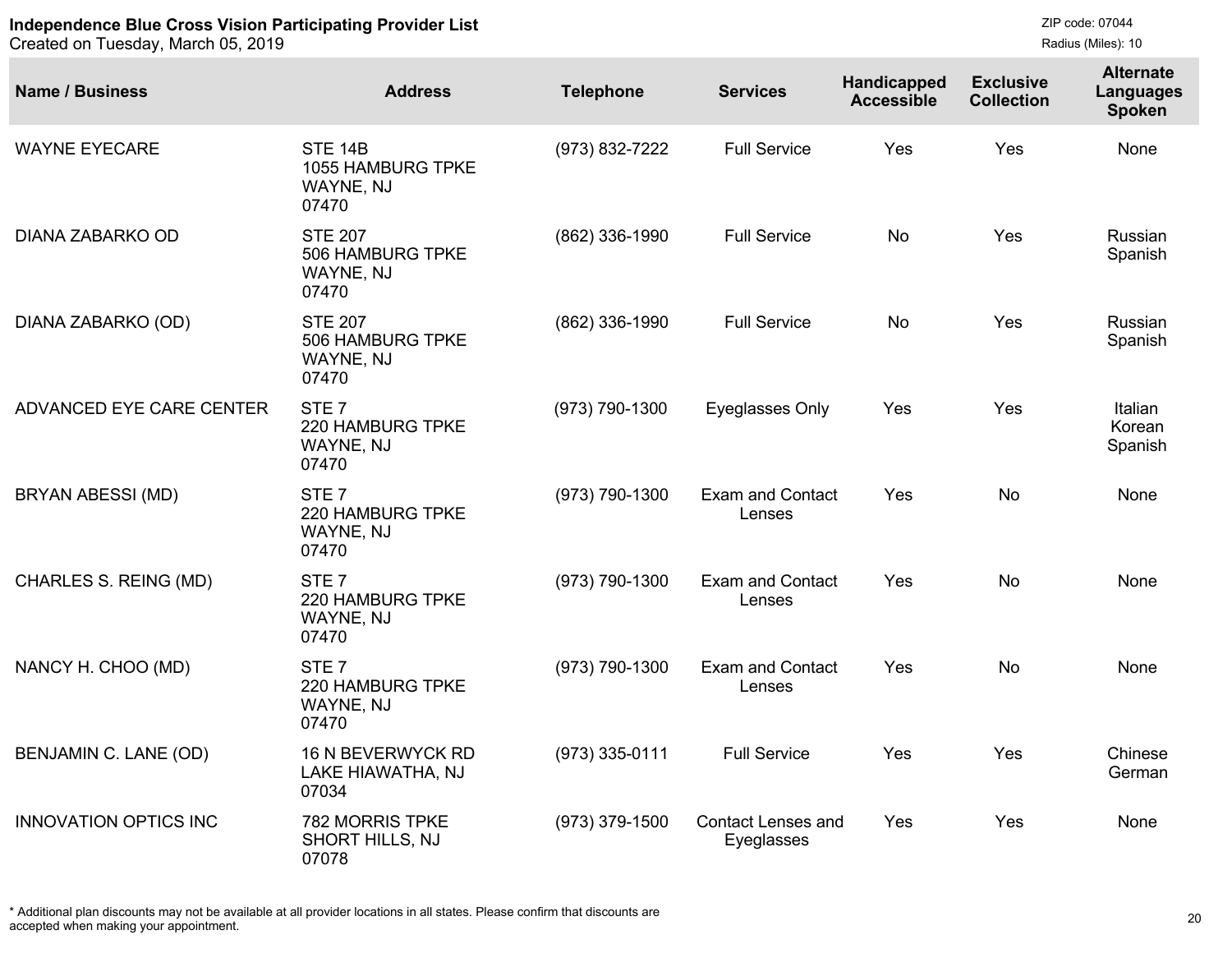**Independence Blue Cross Vision Participating Provider List**
Created on Tuesday, March 05, 2019

ZIP code: 07044
Radius (Miles): 10

| Name / Business | Address | Telephone | Services | Handicapped Accessible | Exclusive Collection | Alternate Languages Spoken |
|---|---|---|---|---|---|---|
| WAYNE EYECARE | STE 14B<br>1055 HAMBURG TPKE<br>WAYNE, NJ<br>07470 | (973) 832-7222 | Full Service | Yes | Yes | None |
| DIANA ZABARKO OD | STE 207<br>506 HAMBURG TPKE<br>WAYNE, NJ<br>07470 | (862) 336-1990 | Full Service | No | Yes | Russian<br>Spanish |
| DIANA ZABARKO (OD) | STE 207<br>506 HAMBURG TPKE<br>WAYNE, NJ<br>07470 | (862) 336-1990 | Full Service | No | Yes | Russian<br>Spanish |
| ADVANCED EYE CARE CENTER | STE 7<br>220 HAMBURG TPKE<br>WAYNE, NJ<br>07470 | (973) 790-1300 | Eyeglasses Only | Yes | Yes | Italian<br>Korean<br>Spanish |
| BRYAN ABESSI (MD) | STE 7<br>220 HAMBURG TPKE<br>WAYNE, NJ<br>07470 | (973) 790-1300 | Exam and Contact Lenses | Yes | No | None |
| CHARLES S. REING (MD) | STE 7<br>220 HAMBURG TPKE<br>WAYNE, NJ<br>07470 | (973) 790-1300 | Exam and Contact Lenses | Yes | No | None |
| NANCY H. CHOO (MD) | STE 7<br>220 HAMBURG TPKE<br>WAYNE, NJ<br>07470 | (973) 790-1300 | Exam and Contact Lenses | Yes | No | None |
| BENJAMIN C. LANE (OD) | 16 N BEVERWYCK RD<br>LAKE HIAWATHA, NJ<br>07034 | (973) 335-0111 | Full Service | Yes | Yes | Chinese<br>German |
| INNOVATION OPTICS INC | 782 MORRIS TPKE<br>SHORT HILLS, NJ<br>07078 | (973) 379-1500 | Contact Lenses and Eyeglasses | Yes | Yes | None |

* Additional plan discounts may not be available at all provider locations in all states. Please confirm that discounts are accepted when making your appointment.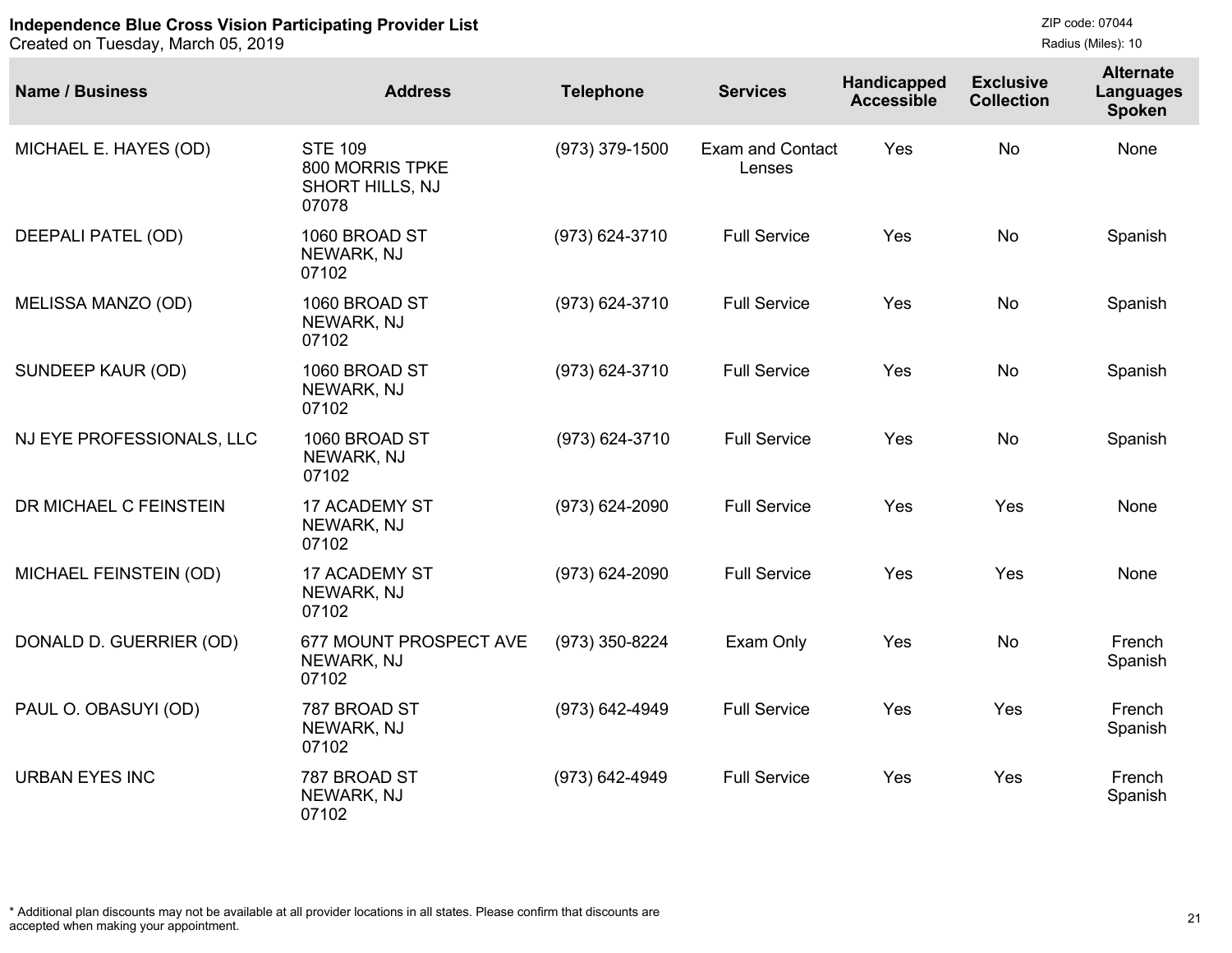**Independence Blue Cross Vision Participating Provider List**
Created on Tuesday, March 05, 2019

ZIP code: 07044
Radius (Miles): 10

| Name / Business | Address | Telephone | Services | Handicapped Accessible | Exclusive Collection | Alternate Languages Spoken |
|---|---|---|---|---|---|---|
| MICHAEL E. HAYES (OD) | STE 109<br>800 MORRIS TPKE<br>SHORT HILLS, NJ<br>07078 | (973) 379-1500 | Exam and Contact Lenses | Yes | No | None |
| DEEPALI PATEL (OD) | 1060 BROAD ST<br>NEWARK, NJ<br>07102 | (973) 624-3710 | Full Service | Yes | No | Spanish |
| MELISSA MANZO (OD) | 1060 BROAD ST<br>NEWARK, NJ<br>07102 | (973) 624-3710 | Full Service | Yes | No | Spanish |
| SUNDEEP KAUR (OD) | 1060 BROAD ST<br>NEWARK, NJ<br>07102 | (973) 624-3710 | Full Service | Yes | No | Spanish |
| NJ EYE PROFESSIONALS, LLC | 1060 BROAD ST<br>NEWARK, NJ<br>07102 | (973) 624-3710 | Full Service | Yes | No | Spanish |
| DR MICHAEL C FEINSTEIN | 17 ACADEMY ST<br>NEWARK, NJ<br>07102 | (973) 624-2090 | Full Service | Yes | Yes | None |
| MICHAEL FEINSTEIN (OD) | 17 ACADEMY ST<br>NEWARK, NJ<br>07102 | (973) 624-2090 | Full Service | Yes | Yes | None |
| DONALD D. GUERRIER (OD) | 677 MOUNT PROSPECT AVE<br>NEWARK, NJ<br>07102 | (973) 350-8224 | Exam Only | Yes | No | French<br>Spanish |
| PAUL O. OBASUYI (OD) | 787 BROAD ST<br>NEWARK, NJ<br>07102 | (973) 642-4949 | Full Service | Yes | Yes | French<br>Spanish |
| URBAN EYES INC | 787 BROAD ST<br>NEWARK, NJ<br>07102 | (973) 642-4949 | Full Service | Yes | Yes | French<br>Spanish |

* Additional plan discounts may not be available at all provider locations in all states. Please confirm that discounts are accepted when making your appointment.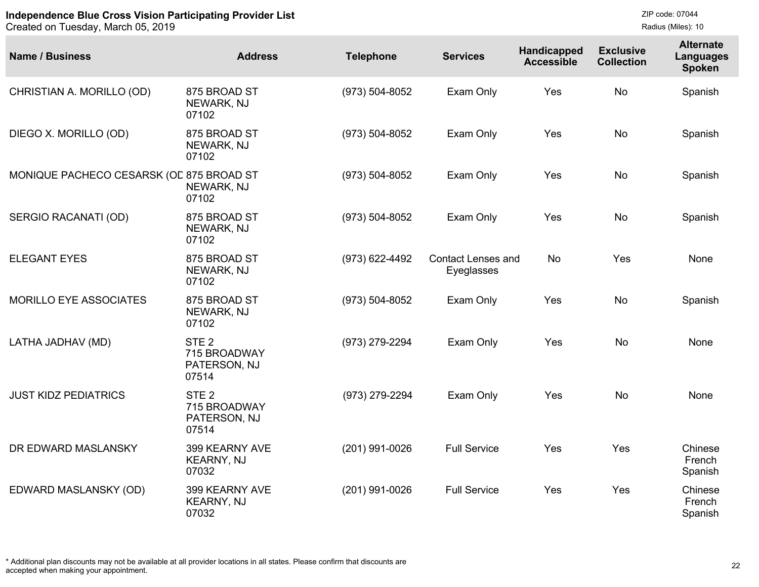**Independence Blue Cross Vision Participating Provider List**
Created on Tuesday, March 05, 2019

ZIP code: 07044
Radius (Miles): 10

| Name / Business | Address | Telephone | Services | Handicapped Accessible | Exclusive Collection | Alternate Languages Spoken |
|---|---|---|---|---|---|---|
| CHRISTIAN A. MORILLO (OD) | 875 BROAD ST NEWARK, NJ 07102 | (973) 504-8052 | Exam Only | Yes | No | Spanish |
| DIEGO X. MORILLO (OD) | 875 BROAD ST NEWARK, NJ 07102 | (973) 504-8052 | Exam Only | Yes | No | Spanish |
| MONIQUE PACHECO CESARSK (OD | 875 BROAD ST NEWARK, NJ 07102 | (973) 504-8052 | Exam Only | Yes | No | Spanish |
| SERGIO RACANATI (OD) | 875 BROAD ST NEWARK, NJ 07102 | (973) 504-8052 | Exam Only | Yes | No | Spanish |
| ELEGANT EYES | 875 BROAD ST NEWARK, NJ 07102 | (973) 622-4492 | Contact Lenses and Eyeglasses | No | Yes | None |
| MORILLO EYE ASSOCIATES | 875 BROAD ST NEWARK, NJ 07102 | (973) 504-8052 | Exam Only | Yes | No | Spanish |
| LATHA JADHAV (MD) | STE 2 715 BROADWAY PATERSON, NJ 07514 | (973) 279-2294 | Exam Only | Yes | No | None |
| JUST KIDZ PEDIATRICS | STE 2 715 BROADWAY PATERSON, NJ 07514 | (973) 279-2294 | Exam Only | Yes | No | None |
| DR EDWARD MASLANSKY | 399 KEARNY AVE KEARNY, NJ 07032 | (201) 991-0026 | Full Service | Yes | Yes | Chinese French Spanish |
| EDWARD MASLANSKY (OD) | 399 KEARNY AVE KEARNY, NJ 07032 | (201) 991-0026 | Full Service | Yes | Yes | Chinese French Spanish |

* Additional plan discounts may not be available at all provider locations in all states. Please confirm that discounts are accepted when making your appointment.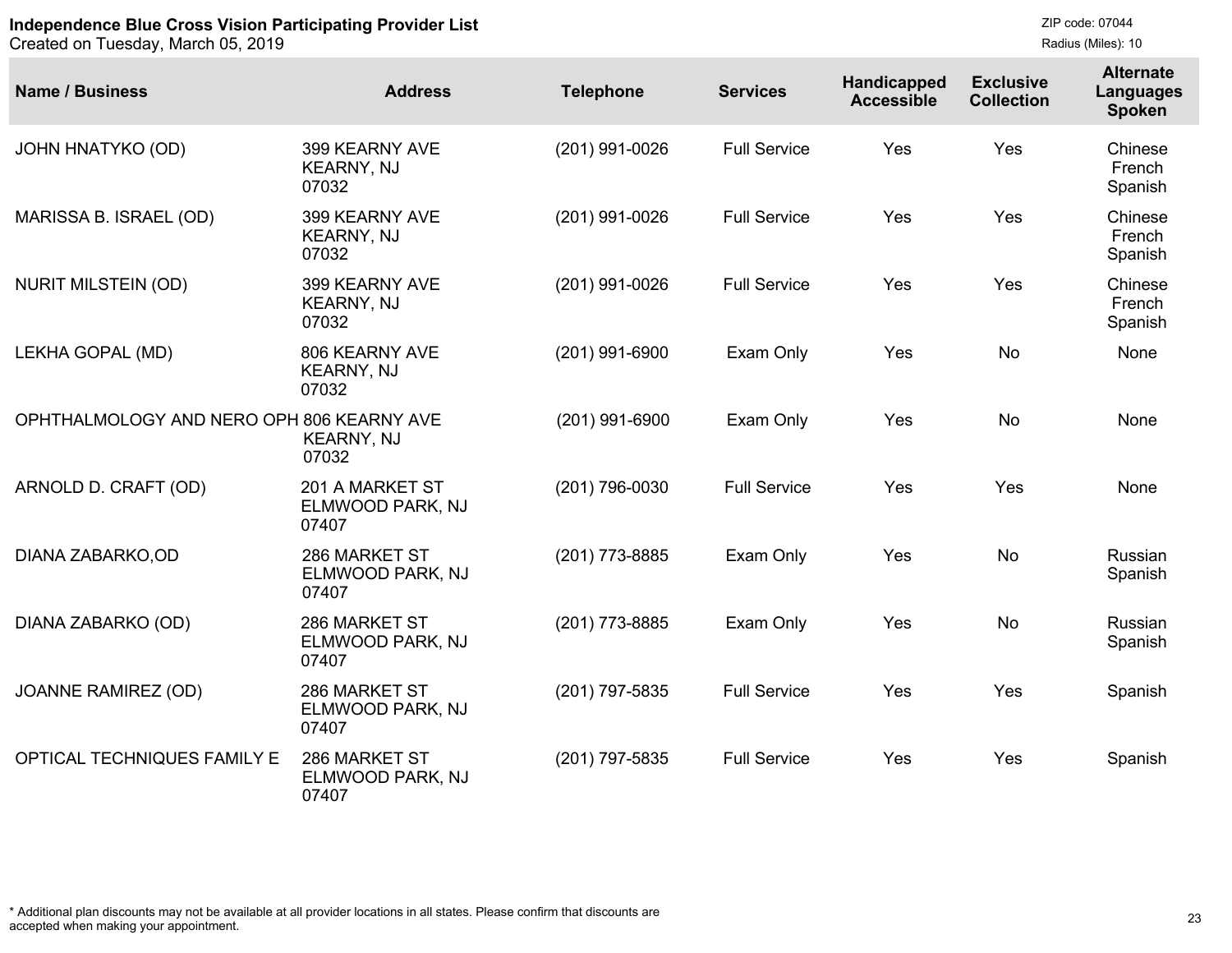**Independence Blue Cross Vision Participating Provider List**
Created on Tuesday, March 05, 2019

ZIP code: 07044
Radius (Miles): 10

| Name / Business | Address | Telephone | Services | Handicapped Accessible | Exclusive Collection | Alternate Languages Spoken |
|---|---|---|---|---|---|---|
| JOHN HNATYKO (OD) | 399 KEARNY AVE KEARNY, NJ 07032 | (201) 991-0026 | Full Service | Yes | Yes | Chinese French Spanish |
| MARISSA B. ISRAEL (OD) | 399 KEARNY AVE KEARNY, NJ 07032 | (201) 991-0026 | Full Service | Yes | Yes | Chinese French Spanish |
| NURIT MILSTEIN (OD) | 399 KEARNY AVE KEARNY, NJ 07032 | (201) 991-0026 | Full Service | Yes | Yes | Chinese French Spanish |
| LEKHA GOPAL (MD) | 806 KEARNY AVE KEARNY, NJ 07032 | (201) 991-6900 | Exam Only | Yes | No | None |
| OPHTHALMOLOGY AND NERO OPH | 806 KEARNY AVE KEARNY, NJ 07032 | (201) 991-6900 | Exam Only | Yes | No | None |
| ARNOLD D. CRAFT (OD) | 201 A MARKET ST ELMWOOD PARK, NJ 07407 | (201) 796-0030 | Full Service | Yes | Yes | None |
| DIANA ZABARKO,OD | 286 MARKET ST ELMWOOD PARK, NJ 07407 | (201) 773-8885 | Exam Only | Yes | No | Russian Spanish |
| DIANA ZABARKO (OD) | 286 MARKET ST ELMWOOD PARK, NJ 07407 | (201) 773-8885 | Exam Only | Yes | No | Russian Spanish |
| JOANNE RAMIREZ (OD) | 286 MARKET ST ELMWOOD PARK, NJ 07407 | (201) 797-5835 | Full Service | Yes | Yes | Spanish |
| OPTICAL TECHNIQUES FAMILY E | 286 MARKET ST ELMWOOD PARK, NJ 07407 | (201) 797-5835 | Full Service | Yes | Yes | Spanish |

* Additional plan discounts may not be available at all provider locations in all states. Please confirm that discounts are accepted when making your appointment.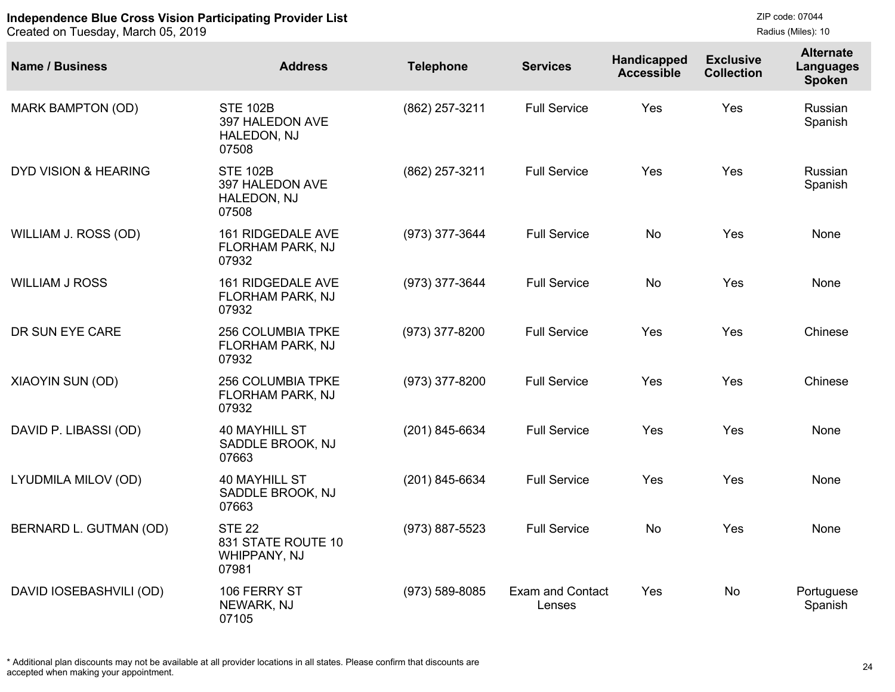**Independence Blue Cross Vision Participating Provider List**
Created on Tuesday, March 05, 2019

ZIP code: 07044
Radius (Miles): 10

| Name / Business | Address | Telephone | Services | Handicapped Accessible | Exclusive Collection | Alternate Languages Spoken |
|---|---|---|---|---|---|---|
| MARK BAMPTON (OD) | STE 102B<br>397 HALEDON AVE<br>HALEDON, NJ<br>07508 | (862) 257-3211 | Full Service | Yes | Yes | Russian<br>Spanish |
| DYD VISION & HEARING | STE 102B<br>397 HALEDON AVE<br>HALEDON, NJ<br>07508 | (862) 257-3211 | Full Service | Yes | Yes | Russian<br>Spanish |
| WILLIAM J. ROSS (OD) | 161 RIDGEDALE AVE<br>FLORHAM PARK, NJ<br>07932 | (973) 377-3644 | Full Service | No | Yes | None |
| WILLIAM J ROSS | 161 RIDGEDALE AVE<br>FLORHAM PARK, NJ<br>07932 | (973) 377-3644 | Full Service | No | Yes | None |
| DR SUN EYE CARE | 256 COLUMBIA TPKE<br>FLORHAM PARK, NJ<br>07932 | (973) 377-8200 | Full Service | Yes | Yes | Chinese |
| XIAOYIN SUN (OD) | 256 COLUMBIA TPKE<br>FLORHAM PARK, NJ<br>07932 | (973) 377-8200 | Full Service | Yes | Yes | Chinese |
| DAVID P. LIBASSI (OD) | 40 MAYHILL ST<br>SADDLE BROOK, NJ<br>07663 | (201) 845-6634 | Full Service | Yes | Yes | None |
| LYUDMILA MILOV (OD) | 40 MAYHILL ST<br>SADDLE BROOK, NJ<br>07663 | (201) 845-6634 | Full Service | Yes | Yes | None |
| BERNARD L. GUTMAN (OD) | STE 22<br>831 STATE ROUTE 10<br>WHIPPANY, NJ<br>07981 | (973) 887-5523 | Full Service | No | Yes | None |
| DAVID IOSEBASHVILI (OD) | 106 FERRY ST<br>NEWARK, NJ<br>07105 | (973) 589-8085 | Exam and Contact Lenses | Yes | No | Portuguese<br>Spanish |

* Additional plan discounts may not be available at all provider locations in all states. Please confirm that discounts are accepted when making your appointment.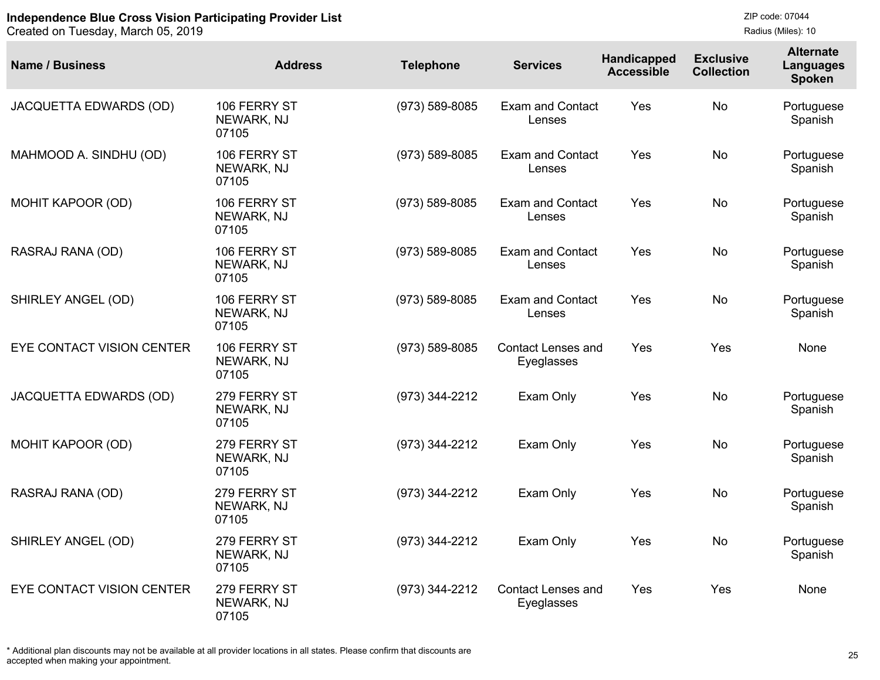**Independence Blue Cross Vision Participating Provider List**
Created on Tuesday, March 05, 2019

ZIP code: 07044
Radius (Miles): 10

| Name / Business | Address | Telephone | Services | Handicapped Accessible | Exclusive Collection | Alternate Languages Spoken |
|---|---|---|---|---|---|---|
| JACQUETTA EDWARDS (OD) | 106 FERRY ST NEWARK, NJ 07105 | (973) 589-8085 | Exam and Contact Lenses | Yes | No | Portuguese Spanish |
| MAHMOOD A. SINDHU (OD) | 106 FERRY ST NEWARK, NJ 07105 | (973) 589-8085 | Exam and Contact Lenses | Yes | No | Portuguese Spanish |
| MOHIT KAPOOR (OD) | 106 FERRY ST NEWARK, NJ 07105 | (973) 589-8085 | Exam and Contact Lenses | Yes | No | Portuguese Spanish |
| RASRAJ RANA (OD) | 106 FERRY ST NEWARK, NJ 07105 | (973) 589-8085 | Exam and Contact Lenses | Yes | No | Portuguese Spanish |
| SHIRLEY ANGEL (OD) | 106 FERRY ST NEWARK, NJ 07105 | (973) 589-8085 | Exam and Contact Lenses | Yes | No | Portuguese Spanish |
| EYE CONTACT VISION CENTER | 106 FERRY ST NEWARK, NJ 07105 | (973) 589-8085 | Contact Lenses and Eyeglasses | Yes | Yes | None |
| JACQUETTA EDWARDS (OD) | 279 FERRY ST NEWARK, NJ 07105 | (973) 344-2212 | Exam Only | Yes | No | Portuguese Spanish |
| MOHIT KAPOOR (OD) | 279 FERRY ST NEWARK, NJ 07105 | (973) 344-2212 | Exam Only | Yes | No | Portuguese Spanish |
| RASRAJ RANA (OD) | 279 FERRY ST NEWARK, NJ 07105 | (973) 344-2212 | Exam Only | Yes | No | Portuguese Spanish |
| SHIRLEY ANGEL (OD) | 279 FERRY ST NEWARK, NJ 07105 | (973) 344-2212 | Exam Only | Yes | No | Portuguese Spanish |
| EYE CONTACT VISION CENTER | 279 FERRY ST NEWARK, NJ 07105 | (973) 344-2212 | Contact Lenses and Eyeglasses | Yes | Yes | None |

* Additional plan discounts may not be available at all provider locations in all states. Please confirm that discounts are accepted when making your appointment.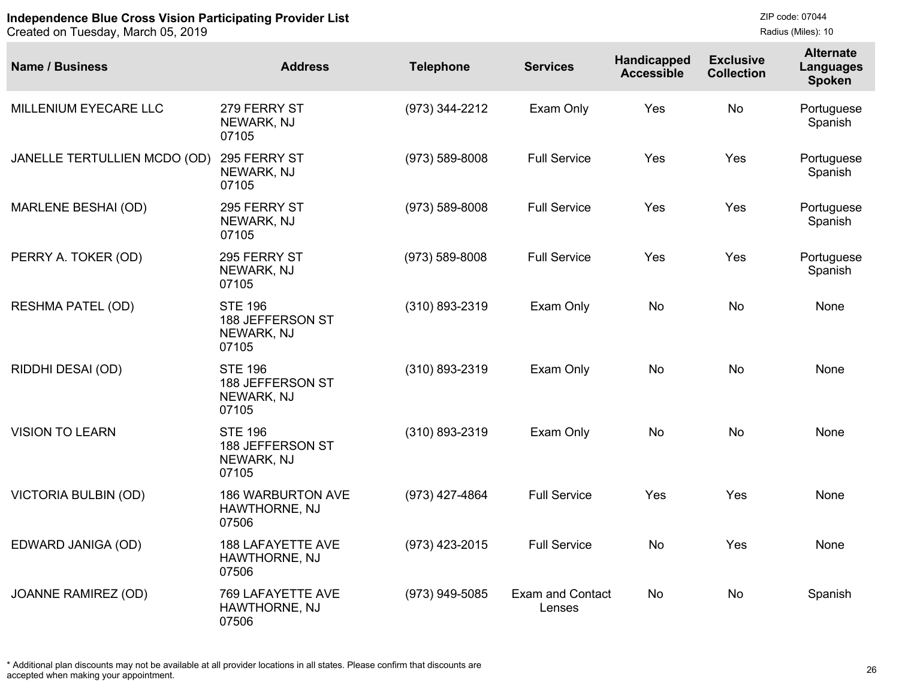**Independence Blue Cross Vision Participating Provider List**
Created on Tuesday, March 05, 2019

ZIP code: 07044
Radius (Miles): 10

| Name / Business | Address | Telephone | Services | Handicapped Accessible | Exclusive Collection | Alternate Languages Spoken |
|---|---|---|---|---|---|---|
| MILLENIUM EYECARE LLC | 279 FERRY ST NEWARK, NJ 07105 | (973) 344-2212 | Exam Only | Yes | No | Portuguese Spanish |
| JANELLE TERTULLIEN MCDO (OD) | 295 FERRY ST NEWARK, NJ 07105 | (973) 589-8008 | Full Service | Yes | Yes | Portuguese Spanish |
| MARLENE BESHAI (OD) | 295 FERRY ST NEWARK, NJ 07105 | (973) 589-8008 | Full Service | Yes | Yes | Portuguese Spanish |
| PERRY A. TOKER (OD) | 295 FERRY ST NEWARK, NJ 07105 | (973) 589-8008 | Full Service | Yes | Yes | Portuguese Spanish |
| RESHMA PATEL (OD) | STE 196 188 JEFFERSON ST NEWARK, NJ 07105 | (310) 893-2319 | Exam Only | No | No | None |
| RIDDHI DESAI (OD) | STE 196 188 JEFFERSON ST NEWARK, NJ 07105 | (310) 893-2319 | Exam Only | No | No | None |
| VISION TO LEARN | STE 196 188 JEFFERSON ST NEWARK, NJ 07105 | (310) 893-2319 | Exam Only | No | No | None |
| VICTORIA BULBIN (OD) | 186 WARBURTON AVE HAWTHORNE, NJ 07506 | (973) 427-4864 | Full Service | Yes | Yes | None |
| EDWARD JANIGA (OD) | 188 LAFAYETTE AVE HAWTHORNE, NJ 07506 | (973) 423-2015 | Full Service | No | Yes | None |
| JOANNE RAMIREZ (OD) | 769 LAFAYETTE AVE HAWTHORNE, NJ 07506 | (973) 949-5085 | Exam and Contact Lenses | No | No | Spanish |

* Additional plan discounts may not be available at all provider locations in all states. Please confirm that discounts are accepted when making your appointment.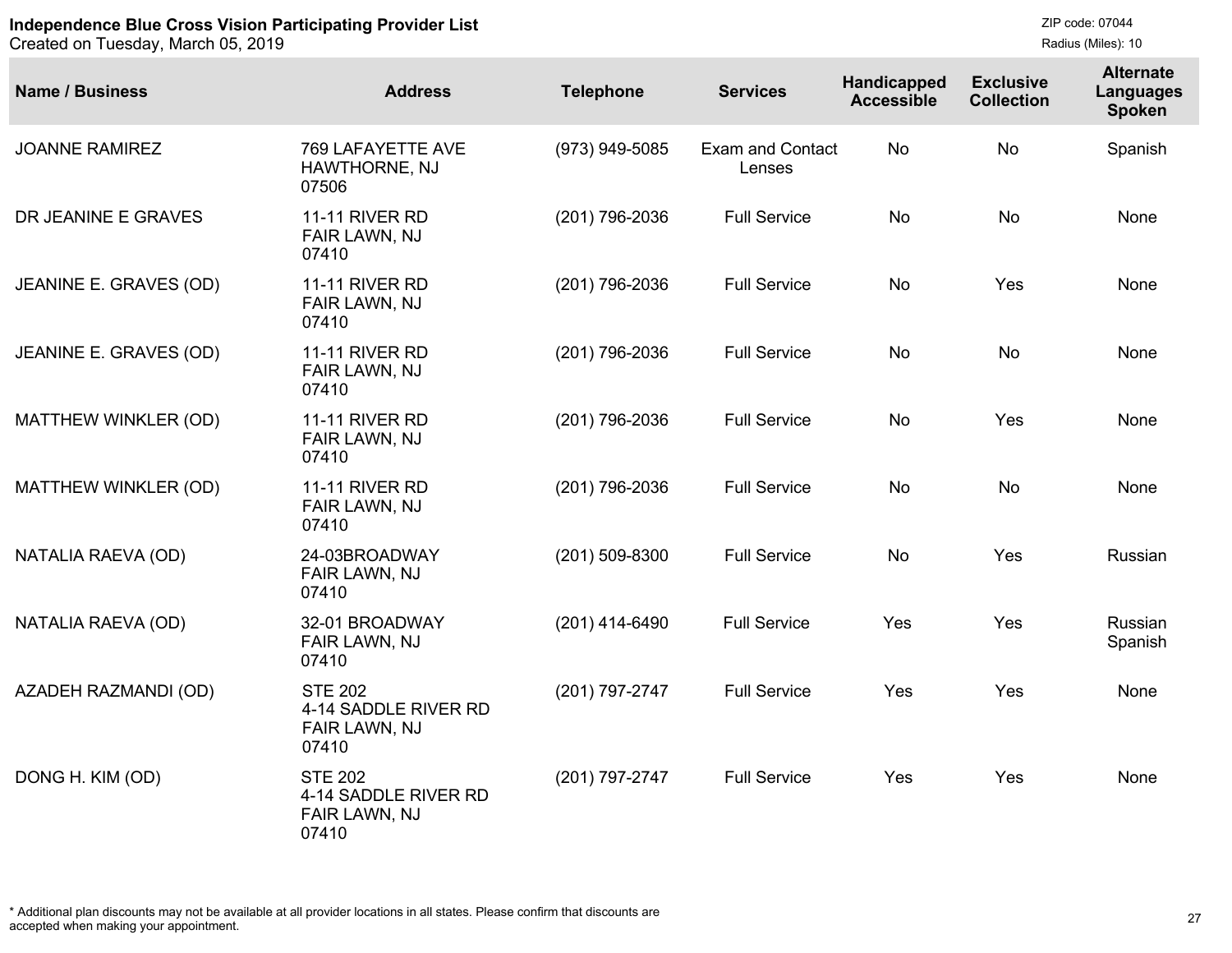**Independence Blue Cross Vision Participating Provider List**
Created on Tuesday, March 05, 2019

ZIP code: 07044
Radius (Miles): 10

| Name / Business | Address | Telephone | Services | Handicapped Accessible | Exclusive Collection | Alternate Languages Spoken |
|---|---|---|---|---|---|---|
| JOANNE RAMIREZ | 769 LAFAYETTE AVE HAWTHORNE, NJ 07506 | (973) 949-5085 | Exam and Contact Lenses | No | No | Spanish |
| DR JEANINE E GRAVES | 11-11 RIVER RD FAIR LAWN, NJ 07410 | (201) 796-2036 | Full Service | No | No | None |
| JEANINE E. GRAVES (OD) | 11-11 RIVER RD FAIR LAWN, NJ 07410 | (201) 796-2036 | Full Service | No | Yes | None |
| JEANINE E. GRAVES (OD) | 11-11 RIVER RD FAIR LAWN, NJ 07410 | (201) 796-2036 | Full Service | No | No | None |
| MATTHEW WINKLER (OD) | 11-11 RIVER RD FAIR LAWN, NJ 07410 | (201) 796-2036 | Full Service | No | Yes | None |
| MATTHEW WINKLER (OD) | 11-11 RIVER RD FAIR LAWN, NJ 07410 | (201) 796-2036 | Full Service | No | No | None |
| NATALIA RAEVA (OD) | 24-03BROADWAY FAIR LAWN, NJ 07410 | (201) 509-8300 | Full Service | No | Yes | Russian |
| NATALIA RAEVA (OD) | 32-01 BROADWAY FAIR LAWN, NJ 07410 | (201) 414-6490 | Full Service | Yes | Yes | Russian Spanish |
| AZADEH RAZMANDI (OD) | STE 202 4-14 SADDLE RIVER RD FAIR LAWN, NJ 07410 | (201) 797-2747 | Full Service | Yes | Yes | None |
| DONG H. KIM (OD) | STE 202 4-14 SADDLE RIVER RD FAIR LAWN, NJ 07410 | (201) 797-2747 | Full Service | Yes | Yes | None |

* Additional plan discounts may not be available at all provider locations in all states. Please confirm that discounts are accepted when making your appointment.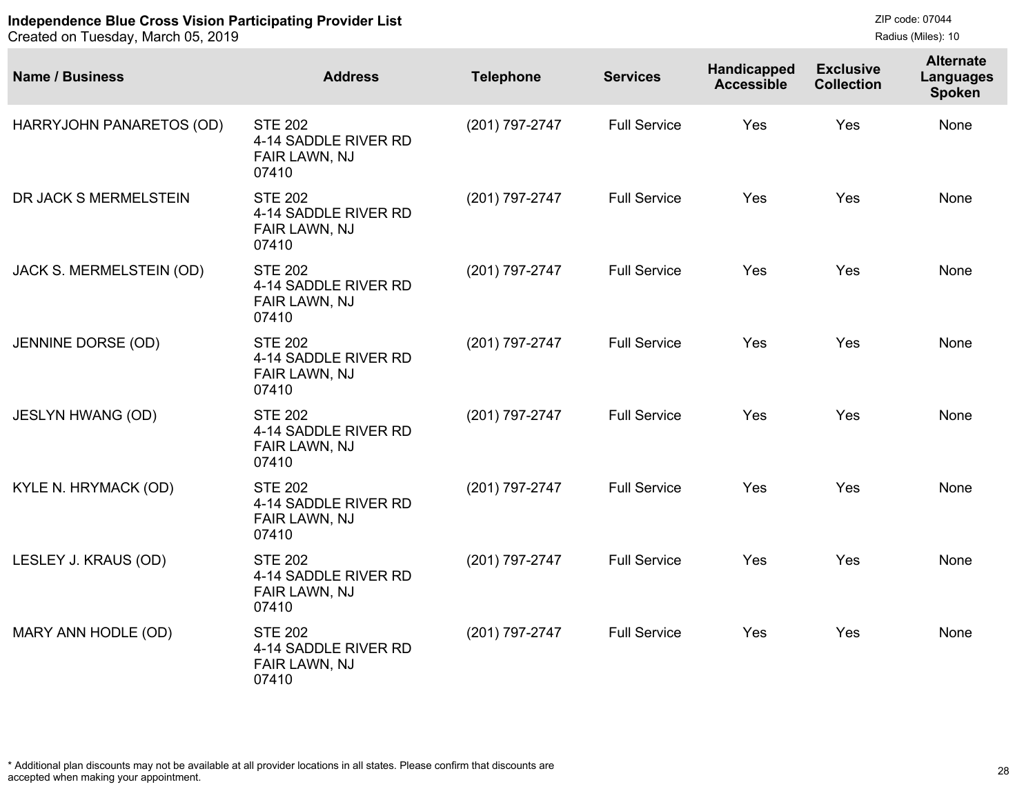**Independence Blue Cross Vision Participating Provider List**
Created on Tuesday, March 05, 2019

ZIP code: 07044
Radius (Miles): 10

| Name / Business | Address | Telephone | Services | Handicapped Accessible | Exclusive Collection | Alternate Languages Spoken |
|---|---|---|---|---|---|---|
| HARRYJOHN PANARETOS (OD) | STE 202<br>4-14 SADDLE RIVER RD<br>FAIR LAWN, NJ<br>07410 | (201) 797-2747 | Full Service | Yes | Yes | None |
| DR JACK S MERMELSTEIN | STE 202<br>4-14 SADDLE RIVER RD<br>FAIR LAWN, NJ<br>07410 | (201) 797-2747 | Full Service | Yes | Yes | None |
| JACK S. MERMELSTEIN (OD) | STE 202<br>4-14 SADDLE RIVER RD<br>FAIR LAWN, NJ<br>07410 | (201) 797-2747 | Full Service | Yes | Yes | None |
| JENNINE DORSE (OD) | STE 202<br>4-14 SADDLE RIVER RD<br>FAIR LAWN, NJ<br>07410 | (201) 797-2747 | Full Service | Yes | Yes | None |
| JESLYN HWANG (OD) | STE 202<br>4-14 SADDLE RIVER RD<br>FAIR LAWN, NJ<br>07410 | (201) 797-2747 | Full Service | Yes | Yes | None |
| KYLE N. HRYMACK (OD) | STE 202<br>4-14 SADDLE RIVER RD<br>FAIR LAWN, NJ<br>07410 | (201) 797-2747 | Full Service | Yes | Yes | None |
| LESLEY J. KRAUS (OD) | STE 202<br>4-14 SADDLE RIVER RD<br>FAIR LAWN, NJ<br>07410 | (201) 797-2747 | Full Service | Yes | Yes | None |
| MARY ANN HODLE (OD) | STE 202<br>4-14 SADDLE RIVER RD<br>FAIR LAWN, NJ<br>07410 | (201) 797-2747 | Full Service | Yes | Yes | None |

* Additional plan discounts may not be available at all provider locations in all states. Please confirm that discounts are accepted when making your appointment.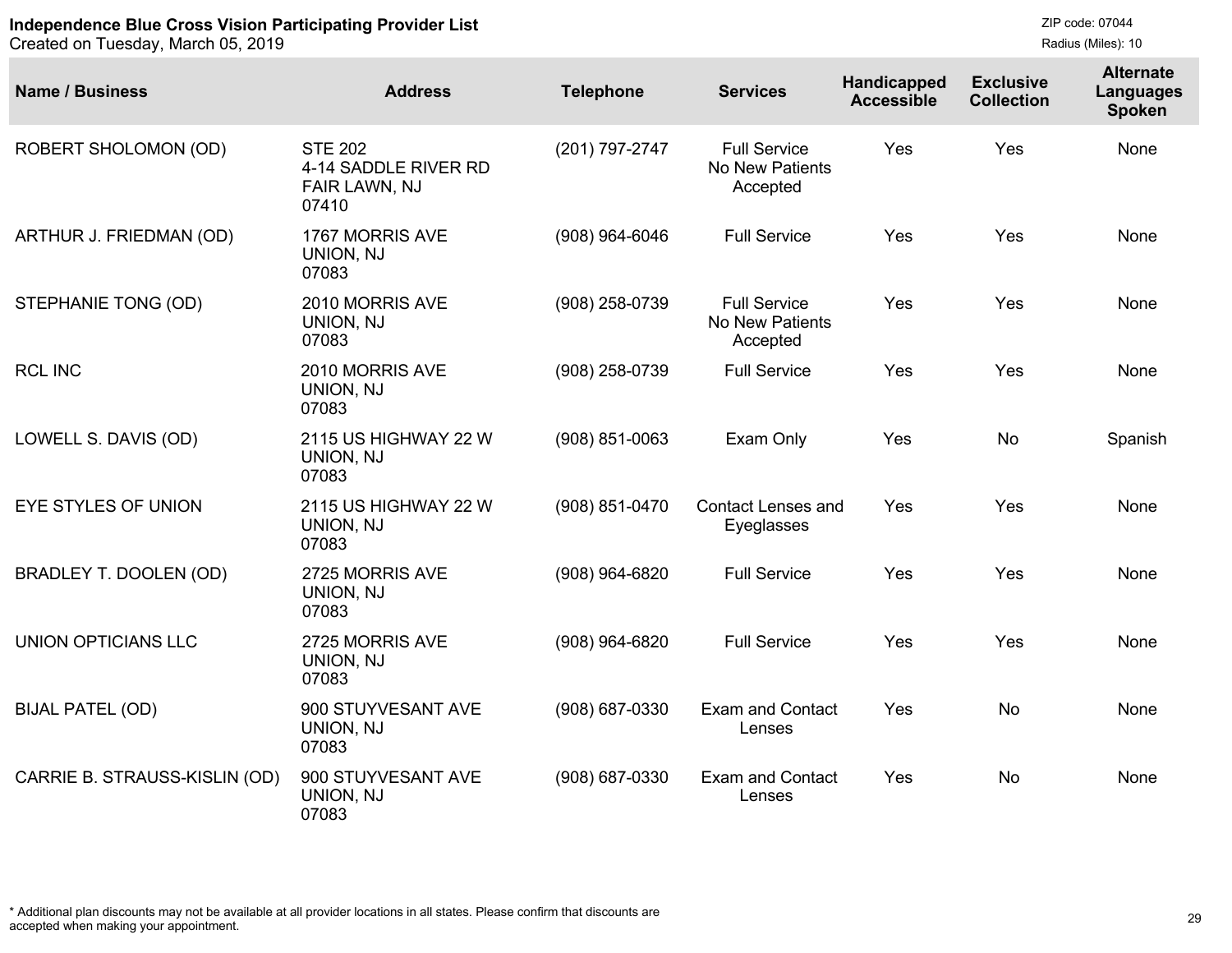**Independence Blue Cross Vision Participating Provider List**
Created on Tuesday, March 05, 2019

ZIP code: 07044
Radius (Miles): 10

| Name / Business | Address | Telephone | Services | Handicapped Accessible | Exclusive Collection | Alternate Languages Spoken |
|---|---|---|---|---|---|---|
| ROBERT SHOLOMON (OD) | STE 202<br>4-14 SADDLE RIVER RD<br>FAIR LAWN, NJ<br>07410 | (201) 797-2747 | Full Service<br>No New Patients Accepted | Yes | Yes | None |
| ARTHUR J. FRIEDMAN (OD) | 1767 MORRIS AVE<br>UNION, NJ<br>07083 | (908) 964-6046 | Full Service | Yes | Yes | None |
| STEPHANIE TONG (OD) | 2010 MORRIS AVE<br>UNION, NJ<br>07083 | (908) 258-0739 | Full Service<br>No New Patients Accepted | Yes | Yes | None |
| RCL INC | 2010 MORRIS AVE<br>UNION, NJ<br>07083 | (908) 258-0739 | Full Service | Yes | Yes | None |
| LOWELL S. DAVIS (OD) | 2115 US HIGHWAY 22 W<br>UNION, NJ<br>07083 | (908) 851-0063 | Exam Only | Yes | No | Spanish |
| EYE STYLES OF UNION | 2115 US HIGHWAY 22 W<br>UNION, NJ<br>07083 | (908) 851-0470 | Contact Lenses and Eyeglasses | Yes | Yes | None |
| BRADLEY T. DOOLEN (OD) | 2725 MORRIS AVE<br>UNION, NJ<br>07083 | (908) 964-6820 | Full Service | Yes | Yes | None |
| UNION OPTICIANS LLC | 2725 MORRIS AVE<br>UNION, NJ<br>07083 | (908) 964-6820 | Full Service | Yes | Yes | None |
| BIJAL PATEL (OD) | 900 STUYVESANT AVE<br>UNION, NJ<br>07083 | (908) 687-0330 | Exam and Contact Lenses | Yes | No | None |
| CARRIE B. STRAUSS-KISLIN (OD) | 900 STUYVESANT AVE<br>UNION, NJ<br>07083 | (908) 687-0330 | Exam and Contact Lenses | Yes | No | None |

* Additional plan discounts may not be available at all provider locations in all states. Please confirm that discounts are accepted when making your appointment.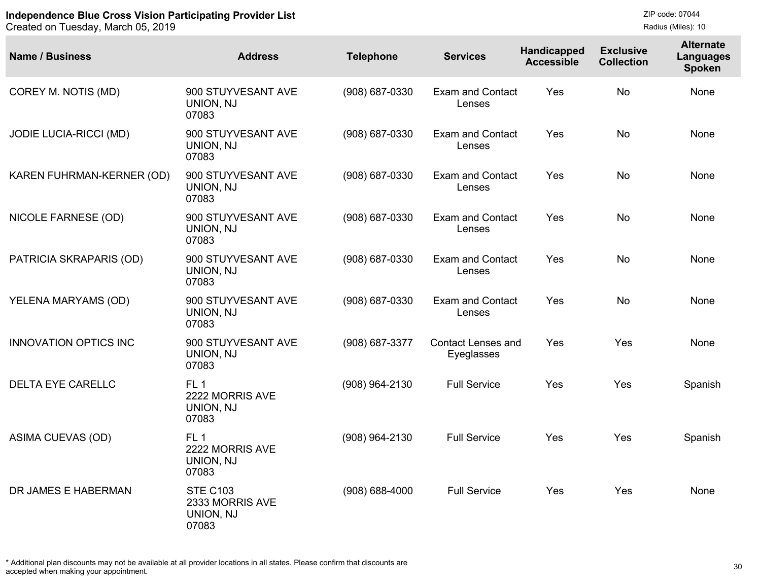**Independence Blue Cross Vision Participating Provider List**
Created on Tuesday, March 05, 2019

ZIP code: 07044
Radius (Miles): 10

| Name / Business | Address | Telephone | Services | Handicapped Accessible | Exclusive Collection | Alternate Languages Spoken |
|---|---|---|---|---|---|---|
| COREY M. NOTIS (MD) | 900 STUYVESANT AVE UNION, NJ 07083 | (908) 687-0330 | Exam and Contact Lenses | Yes | No | None |
| JODIE LUCIA-RICCI (MD) | 900 STUYVESANT AVE UNION, NJ 07083 | (908) 687-0330 | Exam and Contact Lenses | Yes | No | None |
| KAREN FUHRMAN-KERNER (OD) | 900 STUYVESANT AVE UNION, NJ 07083 | (908) 687-0330 | Exam and Contact Lenses | Yes | No | None |
| NICOLE FARNESE (OD) | 900 STUYVESANT AVE UNION, NJ 07083 | (908) 687-0330 | Exam and Contact Lenses | Yes | No | None |
| PATRICIA SKRAPARIS (OD) | 900 STUYVESANT AVE UNION, NJ 07083 | (908) 687-0330 | Exam and Contact Lenses | Yes | No | None |
| YELENA MARYAMS (OD) | 900 STUYVESANT AVE UNION, NJ 07083 | (908) 687-0330 | Exam and Contact Lenses | Yes | No | None |
| INNOVATION OPTICS INC | 900 STUYVESANT AVE UNION, NJ 07083 | (908) 687-3377 | Contact Lenses and Eyeglasses | Yes | Yes | None |
| DELTA EYE CARELLC | FL 1 2222 MORRIS AVE UNION, NJ 07083 | (908) 964-2130 | Full Service | Yes | Yes | Spanish |
| ASIMA CUEVAS (OD) | FL 1 2222 MORRIS AVE UNION, NJ 07083 | (908) 964-2130 | Full Service | Yes | Yes | Spanish |
| DR JAMES E HABERMAN | STE C103 2333 MORRIS AVE UNION, NJ 07083 | (908) 688-4000 | Full Service | Yes | Yes | None |

* Additional plan discounts may not be available at all provider locations in all states. Please confirm that discounts are accepted when making your appointment.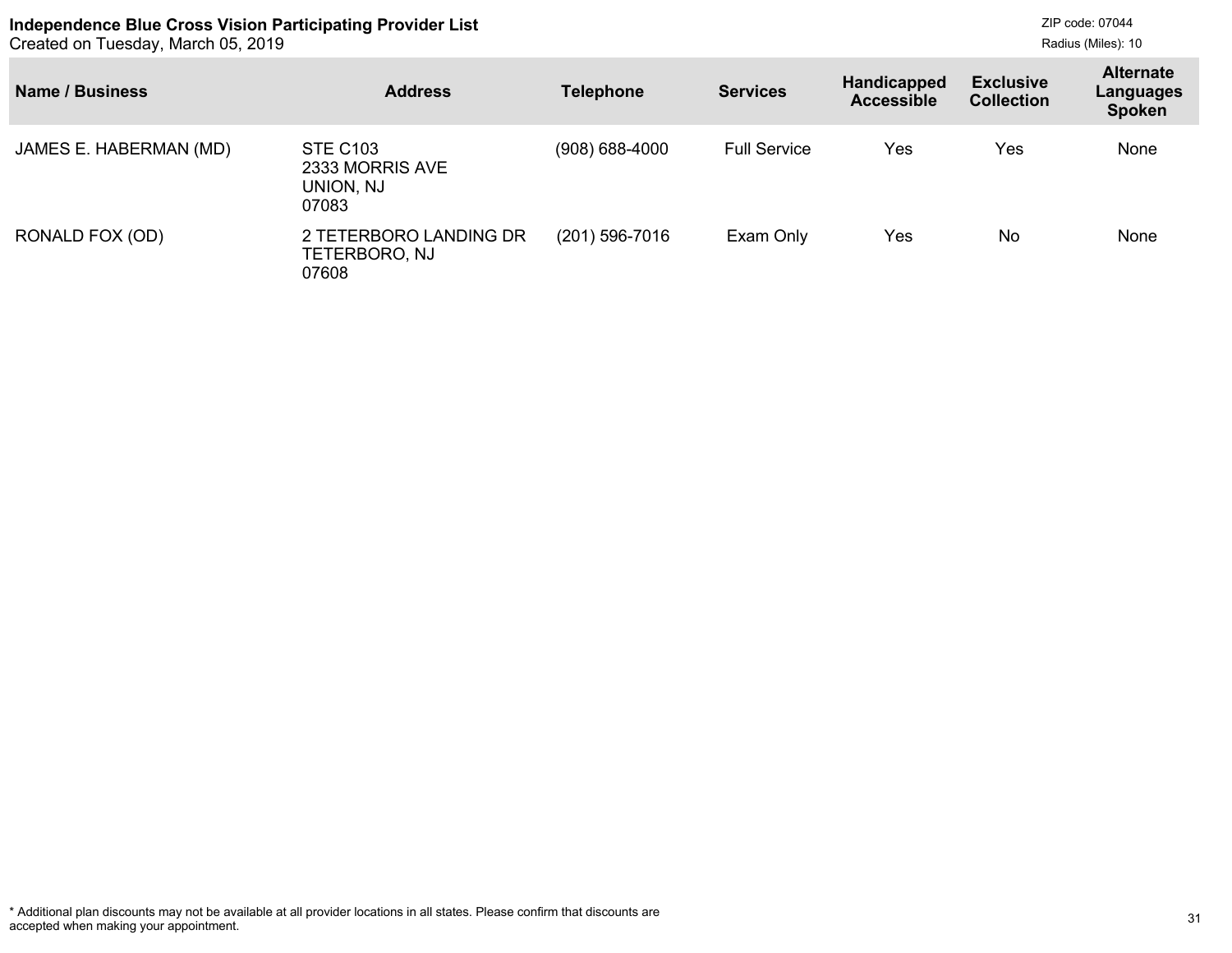**Independence Blue Cross Vision Participating Provider List**
Created on Tuesday, March 05, 2019

ZIP code: 07044
Radius (Miles): 10

| Name / Business | Address | Telephone | Services | Handicapped Accessible | Exclusive Collection | Alternate Languages Spoken |
|---|---|---|---|---|---|---|
| JAMES E. HABERMAN (MD) | STE C103<br>2333 MORRIS AVE<br>UNION, NJ<br>07083 | (908) 688-4000 | Full Service | Yes | Yes | None |
| RONALD FOX (OD) | 2 TETERBORO LANDING DR<br>TETERBORO, NJ<br>07608 | (201) 596-7016 | Exam Only | Yes | No | None |

* Additional plan discounts may not be available at all provider locations in all states. Please confirm that discounts are accepted when making your appointment.